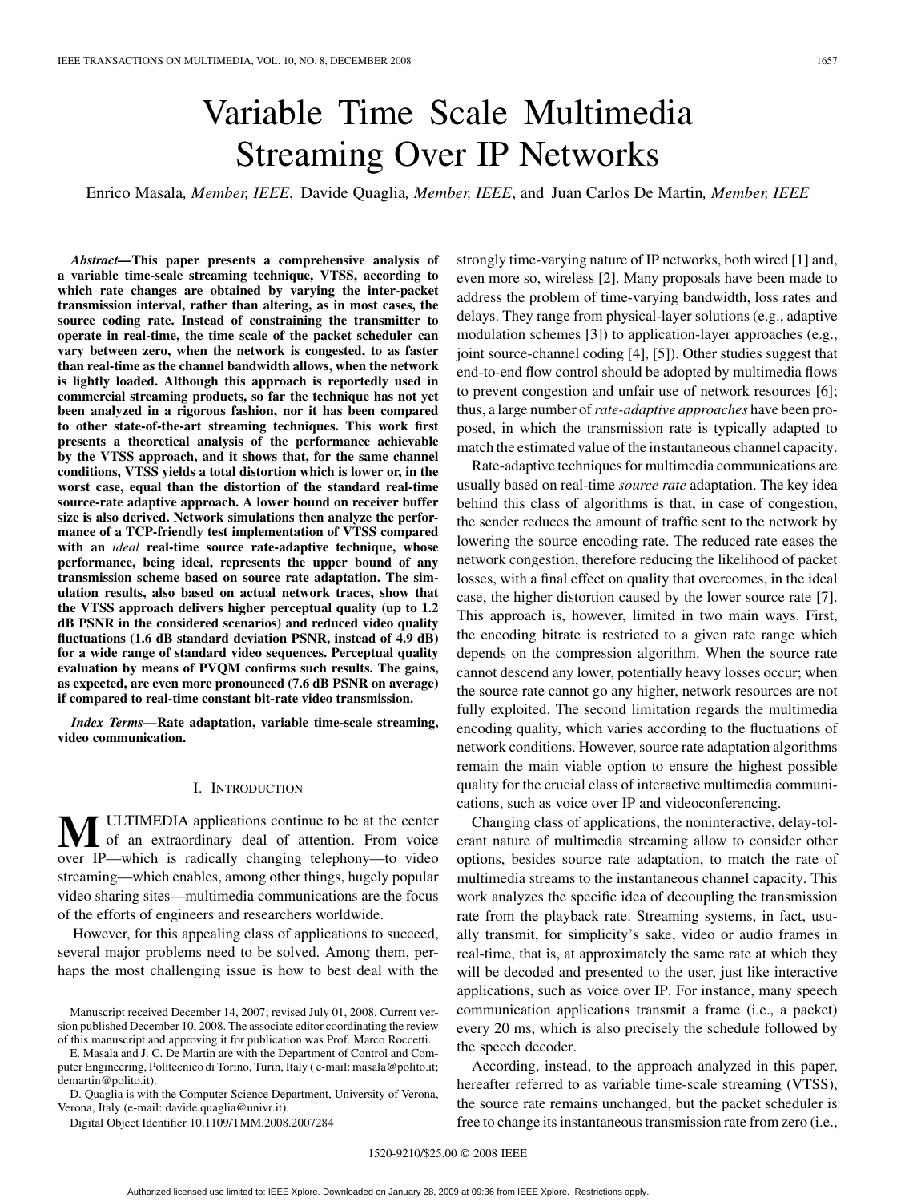# Variable Time Scale Multimedia Streaming Over IP Networks

Enrico Masala, *Member, IEEE*, Davide Quaglia, *Member, IEEE*, and Juan Carlos De Martin, *Member, IEEE*

***Abstract*—This paper presents a comprehensive analysis of a variable time-scale streaming technique, VTSS, according to which rate changes are obtained by varying the inter-packet transmission interval, rather than altering, as in most cases, the source coding rate. Instead of constraining the transmitter to operate in real-time, the time scale of the packet scheduler can vary between zero, when the network is congested, to as faster than real-time as the channel bandwidth allows, when the network is lightly loaded. Although this approach is reportedly used in commercial streaming products, so far the technique has not yet been analyzed in a rigorous fashion, nor it has been compared to other state-of-the-art streaming techniques. This work first presents a theoretical analysis of the performance achievable by the VTSS approach, and it shows that, for the same channel conditions, VTSS yields a total distortion which is lower or, in the worst case, equal than the distortion of the standard real-time source-rate adaptive approach. A lower bound on receiver buffer size is also derived. Network simulations then analyze the performance of a TCP-friendly test implementation of VTSS compared with an *ideal* real-time source rate-adaptive technique, whose performance, being ideal, represents the upper bound of any transmission scheme based on source rate adaptation. The simulation results, also based on actual network traces, show that the VTSS approach delivers higher perceptual quality (up to 1.2 dB PSNR in the considered scenarios) and reduced video quality fluctuations (1.6 dB standard deviation PSNR, instead of 4.9 dB) for a wide range of standard video sequences. Perceptual quality evaluation by means of PVQM confirms such results. The gains, as expected, are even more pronounced (7.6 dB PSNR on average) if compared to real-time constant bit-rate video transmission.**

***Index Terms*—Rate adaptation, variable time-scale streaming, video communication.**

## I. Introduction

Multimedia applications continue to be at the center of an extraordinary deal of attention. From voice over IP—which is radically changing telephony—to video streaming—which enables, among other things, hugely popular video sharing sites—multimedia communications are the focus of the efforts of engineers and researchers worldwide.

However, for this appealing class of applications to succeed, several major problems need to be solved. Among them, perhaps the most challenging issue is how to best deal with the strongly time-varying nature of IP networks, both wired [1] and, even more so, wireless [2]. Many proposals have been made to address the problem of time-varying bandwidth, loss rates and delays. They range from physical-layer solutions (e.g., adaptive modulation schemes [3]) to application-layer approaches (e.g., joint source-channel coding [4], [5]). Other studies suggest that end-to-end flow control should be adopted by multimedia flows to prevent congestion and unfair use of network resources [6]; thus, a large number of *rate-adaptive approaches* have been proposed, in which the transmission rate is typically adapted to match the estimated value of the instantaneous channel capacity.

Rate-adaptive techniques for multimedia communications are usually based on real-time *source rate* adaptation. The key idea behind this class of algorithms is that, in case of congestion, the sender reduces the amount of traffic sent to the network by lowering the source encoding rate. The reduced rate eases the network congestion, therefore reducing the likelihood of packet losses, with a final effect on quality that overcomes, in the ideal case, the higher distortion caused by the lower source rate [7]. This approach is, however, limited in two main ways. First, the encoding bitrate is restricted to a given rate range which depends on the compression algorithm. When the source rate cannot descend any lower, potentially heavy losses occur; when the source rate cannot go any higher, network resources are not fully exploited. The second limitation regards the multimedia encoding quality, which varies according to the fluctuations of network conditions. However, source rate adaptation algorithms remain the main viable option to ensure the highest possible quality for the crucial class of interactive multimedia communications, such as voice over IP and videoconferencing.

Changing class of applications, the noninteractive, delay-tolerant nature of multimedia streaming allow to consider other options, besides source rate adaptation, to match the rate of multimedia streams to the instantaneous channel capacity. This work analyzes the specific idea of decoupling the transmission rate from the playback rate. Streaming systems, in fact, usually transmit, for simplicity's sake, video or audio frames in real-time, that is, at approximately the same rate at which they will be decoded and presented to the user, just like interactive applications, such as voice over IP. For instance, many speech communication applications transmit a frame (i.e., a packet) every 20 ms, which is also precisely the schedule followed by the speech decoder.

According, instead, to the approach analyzed in this paper, hereafter referred to as variable time-scale streaming (VTSS), the source rate remains unchanged, but the packet scheduler is free to change its instantaneous transmission rate from zero (i.e.,

Manuscript received December 14, 2007; revised July 01, 2008. Current version published December 10, 2008. The associate editor coordinating the review of this manuscript and approving it for publication was Prof. Marco Roccetti.

E. Masala and J. C. De Martin are with the Department of Control and Computer Engineering, Politecnico di Torino, Turin, Italy (e-mail: masala@polito.it; demartin@polito.it).

D. Quaglia is with the Computer Science Department, University of Verona, Verona, Italy (e-mail: davide.quaglia@univr.it).

Digital Object Identifier 10.1109/TMM.2008.2007284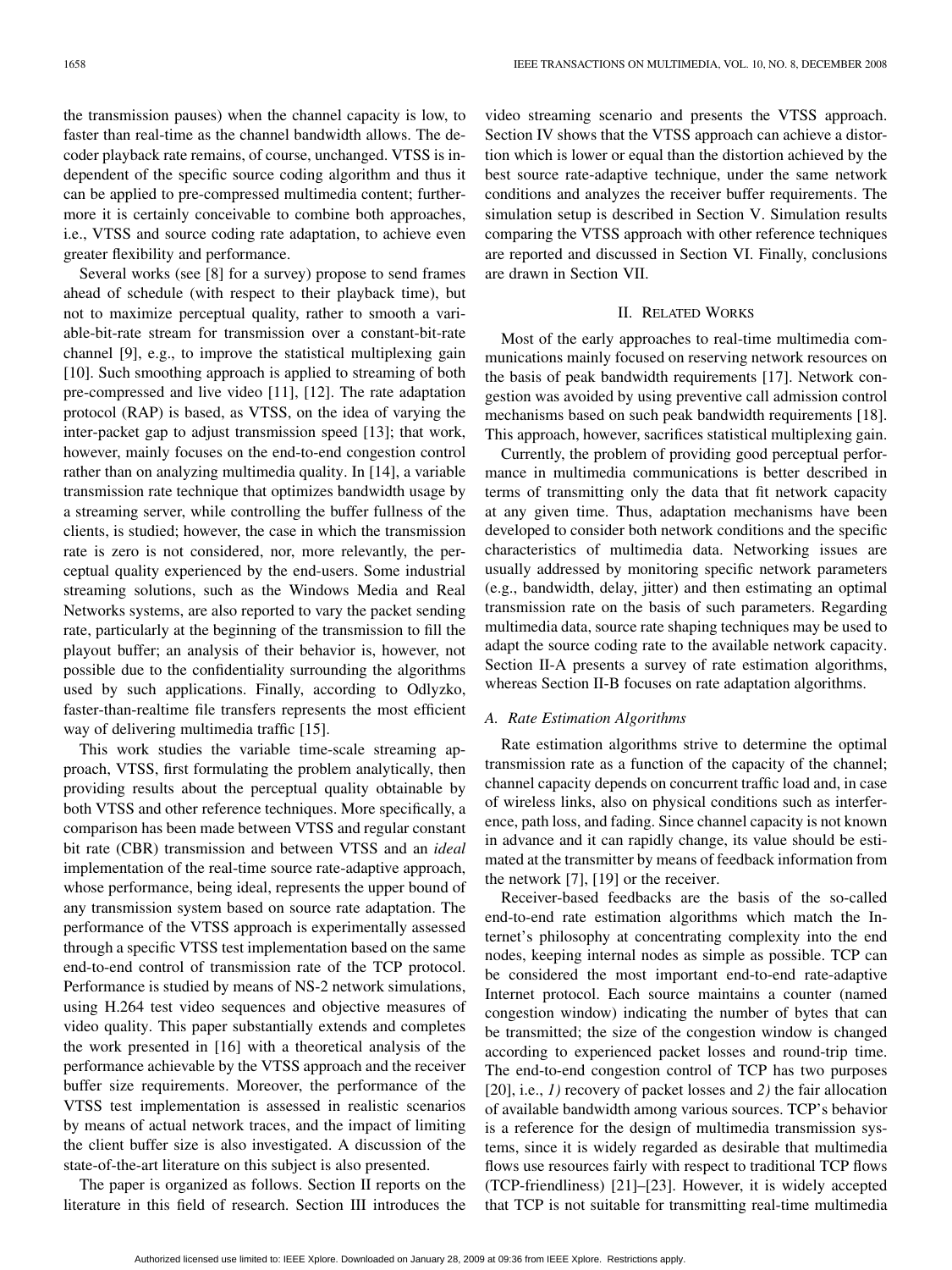the transmission pauses) when the channel capacity is low, to faster than real-time as the channel bandwidth allows. The decoder playback rate remains, of course, unchanged. VTSS is independent of the specific source coding algorithm and thus it can be applied to pre-compressed multimedia content; furthermore it is certainly conceivable to combine both approaches, i.e., VTSS and source coding rate adaptation, to achieve even greater flexibility and performance.

Several works (see [8] for a survey) propose to send frames ahead of schedule (with respect to their playback time), but not to maximize perceptual quality, rather to smooth a variable-bit-rate stream for transmission over a constant-bit-rate channel [9], e.g., to improve the statistical multiplexing gain [10]. Such smoothing approach is applied to streaming of both pre-compressed and live video [11], [12]. The rate adaptation protocol (RAP) is based, as VTSS, on the idea of varying the inter-packet gap to adjust transmission speed [13]; that work, however, mainly focuses on the end-to-end congestion control rather than on analyzing multimedia quality. In [14], a variable transmission rate technique that optimizes bandwidth usage by a streaming server, while controlling the buffer fullness of the clients, is studied; however, the case in which the transmission rate is zero is not considered, nor, more relevantly, the perceptual quality experienced by the end-users. Some industrial streaming solutions, such as the Windows Media and Real Networks systems, are also reported to vary the packet sending rate, particularly at the beginning of the transmission to fill the playout buffer; an analysis of their behavior is, however, not possible due to the confidentiality surrounding the algorithms used by such applications. Finally, according to Odlyzko, faster-than-realtime file transfers represents the most efficient way of delivering multimedia traffic [15].

This work studies the variable time-scale streaming approach, VTSS, first formulating the problem analytically, then providing results about the perceptual quality obtainable by both VTSS and other reference techniques. More specifically, a comparison has been made between VTSS and regular constant bit rate (CBR) transmission and between VTSS and an *ideal* implementation of the real-time source rate-adaptive approach, whose performance, being ideal, represents the upper bound of any transmission system based on source rate adaptation. The performance of the VTSS approach is experimentally assessed through a specific VTSS test implementation based on the same end-to-end control of transmission rate of the TCP protocol. Performance is studied by means of NS-2 network simulations, using H.264 test video sequences and objective measures of video quality. This paper substantially extends and completes the work presented in [16] with a theoretical analysis of the performance achievable by the VTSS approach and the receiver buffer size requirements. Moreover, the performance of the VTSS test implementation is assessed in realistic scenarios by means of actual network traces, and the impact of limiting the client buffer size is also investigated. A discussion of the state-of-the-art literature on this subject is also presented.

The paper is organized as follows. Section II reports on the literature in this field of research. Section III introduces the video streaming scenario and presents the VTSS approach. Section IV shows that the VTSS approach can achieve a distortion which is lower or equal than the distortion achieved by the best source rate-adaptive technique, under the same network conditions and analyzes the receiver buffer requirements. The simulation setup is described in Section V. Simulation results comparing the VTSS approach with other reference techniques are reported and discussed in Section VI. Finally, conclusions are drawn in Section VII.

## II. Related Works

Most of the early approaches to real-time multimedia communications mainly focused on reserving network resources on the basis of peak bandwidth requirements [17]. Network congestion was avoided by using preventive call admission control mechanisms based on such peak bandwidth requirements [18]. This approach, however, sacrifices statistical multiplexing gain.

Currently, the problem of providing good perceptual performance in multimedia communications is better described in terms of transmitting only the data that fit network capacity at any given time. Thus, adaptation mechanisms have been developed to consider both network conditions and the specific characteristics of multimedia data. Networking issues are usually addressed by monitoring specific network parameters (e.g., bandwidth, delay, jitter) and then estimating an optimal transmission rate on the basis of such parameters. Regarding multimedia data, source rate shaping techniques may be used to adapt the source coding rate to the available network capacity. Section II-A presents a survey of rate estimation algorithms, whereas Section II-B focuses on rate adaptation algorithms.

### A. Rate Estimation Algorithms

Rate estimation algorithms strive to determine the optimal transmission rate as a function of the capacity of the channel; channel capacity depends on concurrent traffic load and, in case of wireless links, also on physical conditions such as interference, path loss, and fading. Since channel capacity is not known in advance and it can rapidly change, its value should be estimated at the transmitter by means of feedback information from the network [7], [19] or the receiver.

Receiver-based feedbacks are the basis of the so-called end-to-end rate estimation algorithms which match the Internet's philosophy at concentrating complexity into the end nodes, keeping internal nodes as simple as possible. TCP can be considered the most important end-to-end rate-adaptive Internet protocol. Each source maintains a counter (named congestion window) indicating the number of bytes that can be transmitted; the size of the congestion window is changed according to experienced packet losses and round-trip time. The end-to-end congestion control of TCP has two purposes [20], i.e., *1)* recovery of packet losses and *2)* the fair allocation of available bandwidth among various sources. TCP's behavior is a reference for the design of multimedia transmission systems, since it is widely regarded as desirable that multimedia flows use resources fairly with respect to traditional TCP flows (TCP-friendliness) [21]–[23]. However, it is widely accepted that TCP is not suitable for transmitting real-time multimedia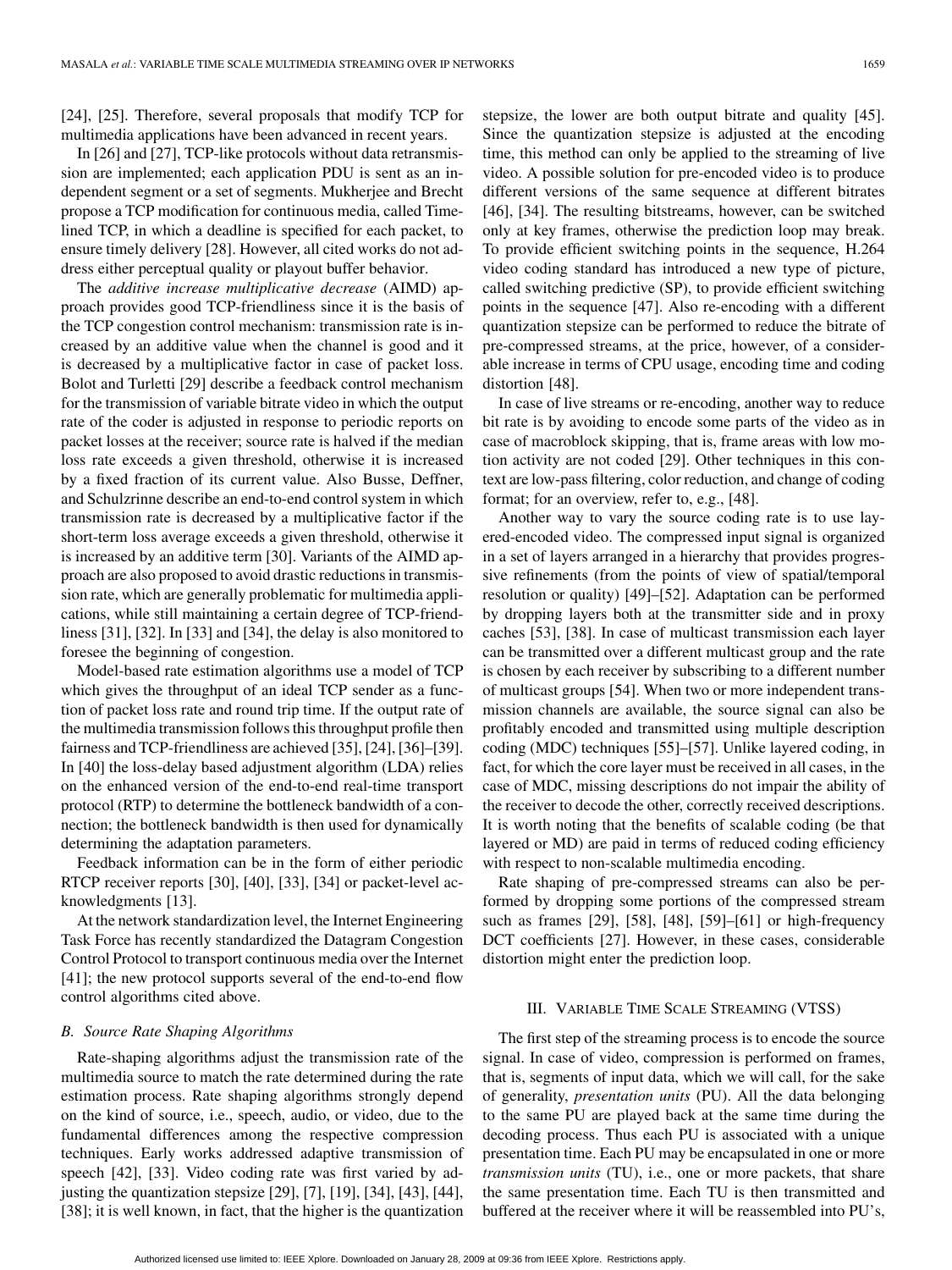[24], [25]. Therefore, several proposals that modify TCP for multimedia applications have been advanced in recent years.

In [26] and [27], TCP-like protocols without data retransmission are implemented; each application PDU is sent as an independent segment or a set of segments. Mukherjee and Brecht propose a TCP modification for continuous media, called Time-lined TCP, in which a deadline is specified for each packet, to ensure timely delivery [28]. However, all cited works do not address either perceptual quality or playout buffer behavior.

The *additive increase multiplicative decrease* (AIMD) approach provides good TCP-friendliness since it is the basis of the TCP congestion control mechanism: transmission rate is increased by an additive value when the channel is good and it is decreased by a multiplicative factor in case of packet loss. Bolot and Turletti [29] describe a feedback control mechanism for the transmission of variable bitrate video in which the output rate of the coder is adjusted in response to periodic reports on packet losses at the receiver; source rate is halved if the median loss rate exceeds a given threshold, otherwise it is increased by a fixed fraction of its current value. Also Busse, Deffner, and Schulzrinne describe an end-to-end control system in which transmission rate is decreased by a multiplicative factor if the short-term loss average exceeds a given threshold, otherwise it is increased by an additive term [30]. Variants of the AIMD approach are also proposed to avoid drastic reductions in transmission rate, which are generally problematic for multimedia applications, while still maintaining a certain degree of TCP-friendliness [31], [32]. In [33] and [34], the delay is also monitored to foresee the beginning of congestion.

Model-based rate estimation algorithms use a model of TCP which gives the throughput of an ideal TCP sender as a function of packet loss rate and round trip time. If the output rate of the multimedia transmission follows this throughput profile then fairness and TCP-friendliness are achieved [35], [24], [36]–[39]. In [40] the loss-delay based adjustment algorithm (LDA) relies on the enhanced version of the end-to-end real-time transport protocol (RTP) to determine the bottleneck bandwidth of a connection; the bottleneck bandwidth is then used for dynamically determining the adaptation parameters.

Feedback information can be in the form of either periodic RTCP receiver reports [30], [40], [33], [34] or packet-level acknowledgments [13].

At the network standardization level, the Internet Engineering Task Force has recently standardized the Datagram Congestion Control Protocol to transport continuous media over the Internet [41]; the new protocol supports several of the end-to-end flow control algorithms cited above.

### B. Source Rate Shaping Algorithms

Rate-shaping algorithms adjust the transmission rate of the multimedia source to match the rate determined during the rate estimation process. Rate shaping algorithms strongly depend on the kind of source, i.e., speech, audio, or video, due to the fundamental differences among the respective compression techniques. Early works addressed adaptive transmission of speech [42], [33]. Video coding rate was first varied by adjusting the quantization stepsize [29], [7], [19], [34], [43], [44], [38]; it is well known, in fact, that the higher is the quantization stepsize, the lower are both output bitrate and quality [45]. Since the quantization stepsize is adjusted at the encoding time, this method can only be applied to the streaming of live video. A possible solution for pre-encoded video is to produce different versions of the same sequence at different bitrates [46], [34]. The resulting bitstreams, however, can be switched only at key frames, otherwise the prediction loop may break. To provide efficient switching points in the sequence, H.264 video coding standard has introduced a new type of picture, called switching predictive (SP), to provide efficient switching points in the sequence [47]. Also re-encoding with a different quantization stepsize can be performed to reduce the bitrate of pre-compressed streams, at the price, however, of a considerable increase in terms of CPU usage, encoding time and coding distortion [48].

In case of live streams or re-encoding, another way to reduce bit rate is by avoiding to encode some parts of the video as in case of macroblock skipping, that is, frame areas with low motion activity are not coded [29]. Other techniques in this context are low-pass filtering, color reduction, and change of coding format; for an overview, refer to, e.g., [48].

Another way to vary the source coding rate is to use layered-encoded video. The compressed input signal is organized in a set of layers arranged in a hierarchy that provides progressive refinements (from the points of view of spatial/temporal resolution or quality) [49]–[52]. Adaptation can be performed by dropping layers both at the transmitter side and in proxy caches [53], [38]. In case of multicast transmission each layer can be transmitted over a different multicast group and the rate is chosen by each receiver by subscribing to a different number of multicast groups [54]. When two or more independent transmission channels are available, the source signal can also be profitably encoded and transmitted using multiple description coding (MDC) techniques [55]–[57]. Unlike layered coding, in fact, for which the core layer must be received in all cases, in the case of MDC, missing descriptions do not impair the ability of the receiver to decode the other, correctly received descriptions. It is worth noting that the benefits of scalable coding (be that layered or MD) are paid in terms of reduced coding efficiency with respect to non-scalable multimedia encoding.

Rate shaping of pre-compressed streams can also be performed by dropping some portions of the compressed stream such as frames [29], [58], [48], [59]–[61] or high-frequency DCT coefficients [27]. However, in these cases, considerable distortion might enter the prediction loop.

## III. Variable Time Scale Streaming (VTSS)

The first step of the streaming process is to encode the source signal. In case of video, compression is performed on frames, that is, segments of input data, which we will call, for the sake of generality, *presentation units* (PU). All the data belonging to the same PU are played back at the same time during the decoding process. Thus each PU is associated with a unique presentation time. Each PU may be encapsulated in one or more *transmission units* (TU), i.e., one or more packets, that share the same presentation time. Each TU is then transmitted and buffered at the receiver where it will be reassembled into PU's,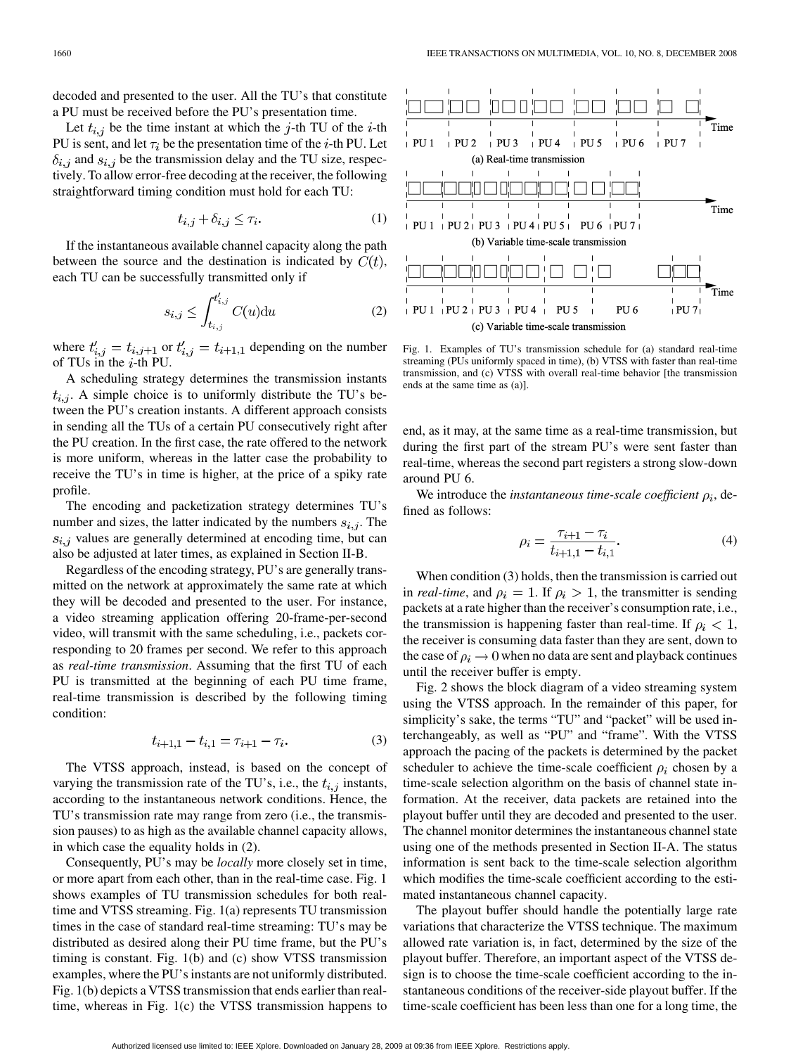decoded and presented to the user. All the TU's that constitute a PU must be received before the PU's presentation time.

Let $t_{i,j}$ be the time instant at which the $j$-th TU of the $i$-th PU is sent, and let $\tau_i$ be the presentation time of the $i$-th PU. Let $\delta_{i,j}$ and $s_{i,j}$ be the transmission delay and the TU size, respectively. To allow error-free decoding at the receiver, the following straightforward timing condition must hold for each TU:

$$t_{i,j} + \delta_{i,j} \leq \tau_i. \tag{1}$$

If the instantaneous available channel capacity along the path between the source and the destination is indicated by $C(t)$, each TU can be successfully transmitted only if

$$s_{i,j} \leq \int_{t_{i,j}}^{t'_{i,j}} C(u)\mathrm{d}u \tag{2}$$

where $t'_{i,j} = t_{i,j+1}$ or $t'_{i,j} = t_{i+1,1}$ depending on the number of TUs in the $i$-th PU.

A scheduling strategy determines the transmission instants $t_{i,j}$. A simple choice is to uniformly distribute the TU's between the PU's creation instants. A different approach consists in sending all the TUs of a certain PU consecutively right after the PU creation. In the first case, the rate offered to the network is more uniform, whereas in the latter case the probability to receive the TU's in time is higher, at the price of a spiky rate profile.

The encoding and packetization strategy determines TU's number and sizes, the latter indicated by the numbers $s_{i,j}$. The $s_{i,j}$ values are generally determined at encoding time, but can also be adjusted at later times, as explained in Section II-B.

Regardless of the encoding strategy, PU's are generally transmitted on the network at approximately the same rate at which they will be decoded and presented to the user. For instance, a video streaming application offering 20-frame-per-second video, will transmit with the same scheduling, i.e., packets corresponding to 20 frames per second. We refer to this approach as *real-time transmission*. Assuming that the first TU of each PU is transmitted at the beginning of each PU time frame, real-time transmission is described by the following timing condition:

$$t_{i+1,1} - t_{i,1} = \tau_{i+1} - \tau_i. \tag{3}$$

The VTSS approach, instead, is based on the concept of varying the transmission rate of the TU's, i.e., the $t_{i,j}$ instants, according to the instantaneous network conditions. Hence, the TU's transmission rate may range from zero (i.e., the transmission pauses) to as high as the available channel capacity allows, in which case the equality holds in (2).

Consequently, PU's may be *locally* more closely set in time, or more apart from each other, than in the real-time case. Fig. 1 shows examples of TU transmission schedules for both real-time and VTSS streaming. Fig. 1(a) represents TU transmission times in the case of standard real-time streaming: TU's may be distributed as desired along their PU time frame, but the PU's timing is constant. Fig. 1(b) and (c) show VTSS transmission examples, where the PU's instants are not uniformly distributed. Fig. 1(b) depicts a VTSS transmission that ends earlier than real-time, whereas in Fig. 1(c) the VTSS transmission happens to end, as it may, at the same time as a real-time transmission, but during the first part of the stream PU's were sent faster than real-time, whereas the second part registers a strong slow-down around PU 6.

Fig. 1. Examples of TU's transmission schedule for (a) standard real-time streaming (PUs uniformly spaced in time), (b) VTSS with faster than real-time transmission, and (c) VTSS with overall real-time behavior [the transmission ends at the same time as (a)].

We introduce the *instantaneous time-scale coefficient* $\rho_i$, defined as follows:

$$\rho_i = \frac{\tau_{i+1} - \tau_i}{t_{i+1,1} - t_{i,1}}. \tag{4}$$

When condition (3) holds, then the transmission is carried out in *real-time*, and $\rho_i = 1$. If $\rho_i > 1$, the transmitter is sending packets at a rate higher than the receiver's consumption rate, i.e., the transmission is happening faster than real-time. If $\rho_i < 1$, the receiver is consuming data faster than they are sent, down to the case of $\rho_i \to 0$ when no data are sent and playback continues until the receiver buffer is empty.

Fig. 2 shows the block diagram of a video streaming system using the VTSS approach. In the remainder of this paper, for simplicity's sake, the terms "TU" and "packet" will be used interchangeably, as well as "PU" and "frame". With the VTSS approach the pacing of the packets is determined by the packet scheduler to achieve the time-scale coefficient $\rho_i$ chosen by a time-scale selection algorithm on the basis of channel state information. At the receiver, data packets are retained into the playout buffer until they are decoded and presented to the user. The channel monitor determines the instantaneous channel state using one of the methods presented in Section II-A. The status information is sent back to the time-scale selection algorithm which modifies the time-scale coefficient according to the estimated instantaneous channel capacity.

The playout buffer should handle the potentially large rate variations that characterize the VTSS technique. The maximum allowed rate variation is, in fact, determined by the size of the playout buffer. Therefore, an important aspect of the VTSS design is to choose the time-scale coefficient according to the instantaneous conditions of the receiver-side playout buffer. If the time-scale coefficient has been less than one for a long time, the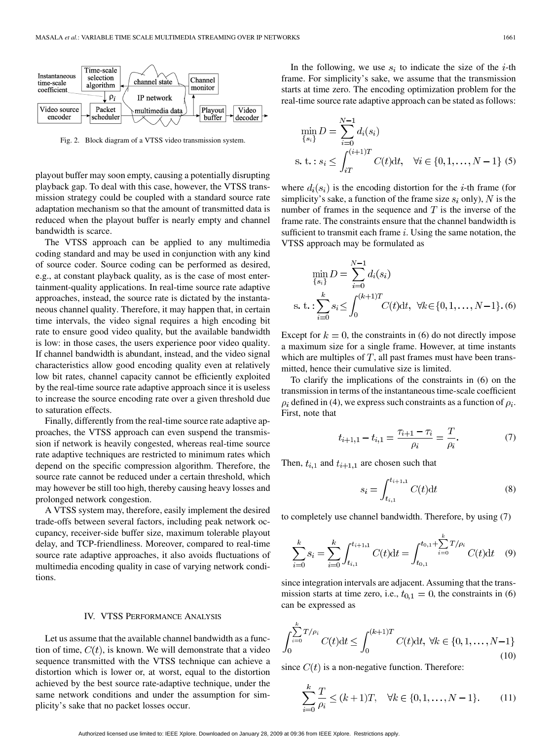Instantaneous time-scale coefficient

Time-scale selection algorithm

$\rho_i$

channel state

IP network

multimedia data

Channel monitor

Video source encoder

Packet scheduler

Playout buffer

Video decoder

Fig. 2. Block diagram of a VTSS video transmission system.

playout buffer may soon empty, causing a potentially disrupting playback gap. To deal with this case, however, the VTSS transmission strategy could be coupled with a standard source rate adaptation mechanism so that the amount of transmitted data is reduced when the playout buffer is nearly empty and channel bandwidth is scarce.

The VTSS approach can be applied to any multimedia coding standard and may be used in conjunction with any kind of source coder. Source coding can be performed as desired, e.g., at constant playback quality, as is the case of most entertainment-quality applications. In real-time source rate adaptive approaches, instead, the source rate is dictated by the instantaneous channel quality. Therefore, it may happen that, in certain time intervals, the video signal requires a high encoding bit rate to ensure good video quality, but the available bandwidth is low: in those cases, the users experience poor video quality. If channel bandwidth is abundant, instead, and the video signal characteristics allow good encoding quality even at relatively low bit rates, channel capacity cannot be efficiently exploited by the real-time source rate adaptive approach since it is useless to increase the source encoding rate over a given threshold due to saturation effects.

Finally, differently from the real-time source rate adaptive approaches, the VTSS approach can even suspend the transmission if network is heavily congested, whereas real-time source rate adaptive techniques are restricted to minimum rates which depend on the specific compression algorithm. Therefore, the source rate cannot be reduced under a certain threshold, which may however be still too high, thereby causing heavy losses and prolonged network congestion.

A VTSS system may, therefore, easily implement the desired trade-offs between several factors, including peak network occupancy, receiver-side buffer size, maximum tolerable playout delay, and TCP-friendliness. Moreover, compared to real-time source rate adaptive approaches, it also avoids fluctuations of multimedia encoding quality in case of varying network conditions.

## IV. VTSS Performance Analysis

Let us assume that the available channel bandwidth as a function of time, $C(t)$, is known. We will demonstrate that a video sequence transmitted with the VTSS technique can achieve a distortion which is lower or, at worst, equal to the distortion achieved by the best source rate-adaptive technique, under the same network conditions and under the assumption for simplicity's sake that no packet losses occur.

In the following, we use $s_i$ to indicate the size of the $i$-th frame. For simplicity's sake, we assume that the transmission starts at time zero. The encoding optimization problem for the real-time source rate adaptive approach can be stated as follows:

$$\min_{\{s_i\}} D = \sum_{i=0}^{N-1} d_i(s_i)$$
$$\text{s. t.}: s_i \leq \int_{iT}^{(i+1)T} C(t)\mathrm{d}t, \quad \forall i \in \{0, 1, \ldots, N-1\} \quad (5)$$

where $d_i(s_i)$ is the encoding distortion for the $i$-th frame (for simplicity's sake, a function of the frame size $s_i$ only), $N$ is the number of frames in the sequence and $T$ is the inverse of the frame rate. The constraints ensure that the channel bandwidth is sufficient to transmit each frame $i$. Using the same notation, the VTSS approach may be formulated as

$$\min_{\{s_i\}} D = \sum_{i=0}^{N-1} d_i(s_i)$$
$$\text{s. t.}: \sum_{i=0}^{k} s_i \leq \int_{0}^{(k+1)T} C(t)\mathrm{d}t, \quad \forall k \in \{0, 1, \ldots, N-1\}. \quad (6)$$

Except for $k = 0$, the constraints in (6) do not directly impose a maximum size for a single frame. However, at time instants which are multiples of $T$, all past frames must have been transmitted, hence their cumulative size is limited.

To clarify the implications of the constraints in (6) on the transmission in terms of the instantaneous time-scale coefficient $\rho_i$ defined in (4), we express such constraints as a function of $\rho_i$. First, note that

$$t_{i+1,1} - t_{i,1} = \frac{\tau_{i+1} - \tau_i}{\rho_i} = \frac{T}{\rho_i}. \quad (7)$$

Then, $t_{i,1}$ and $t_{i+1,1}$ are chosen such that

$$s_i = \int_{t_{i,1}}^{t_{i+1,1}} C(t)\mathrm{d}t \quad (8)$$

to completely use channel bandwidth. Therefore, by using (7)

$$\sum_{i=0}^{k} s_i = \sum_{i=0}^{k} \int_{t_{i,1}}^{t_{i+1,1}} C(t)\mathrm{d}t = \int_{t_{0,1}}^{t_{0,1}+\sum_{i=0}^{k} T/\rho_i} C(t)\mathrm{d}t \quad (9)$$

since integration intervals are adjacent. Assuming that the transmission starts at time zero, i.e., $t_{0,1} = 0$, the constraints in (6) can be expressed as

$$\int_{0}^{\sum_{i=0}^{k} T/\rho_i} C(t)\mathrm{d}t \leq \int_{0}^{(k+1)T} C(t)\mathrm{d}t, \ \forall k \in \{0, 1, \ldots, N-1\} \quad (10)$$

since $C(t)$ is a non-negative function. Therefore:

$$\sum_{i=0}^{k} \frac{T}{\rho_i} \leq (k+1)T, \quad \forall k \in \{0, 1, \ldots, N-1\}. \quad (11)$$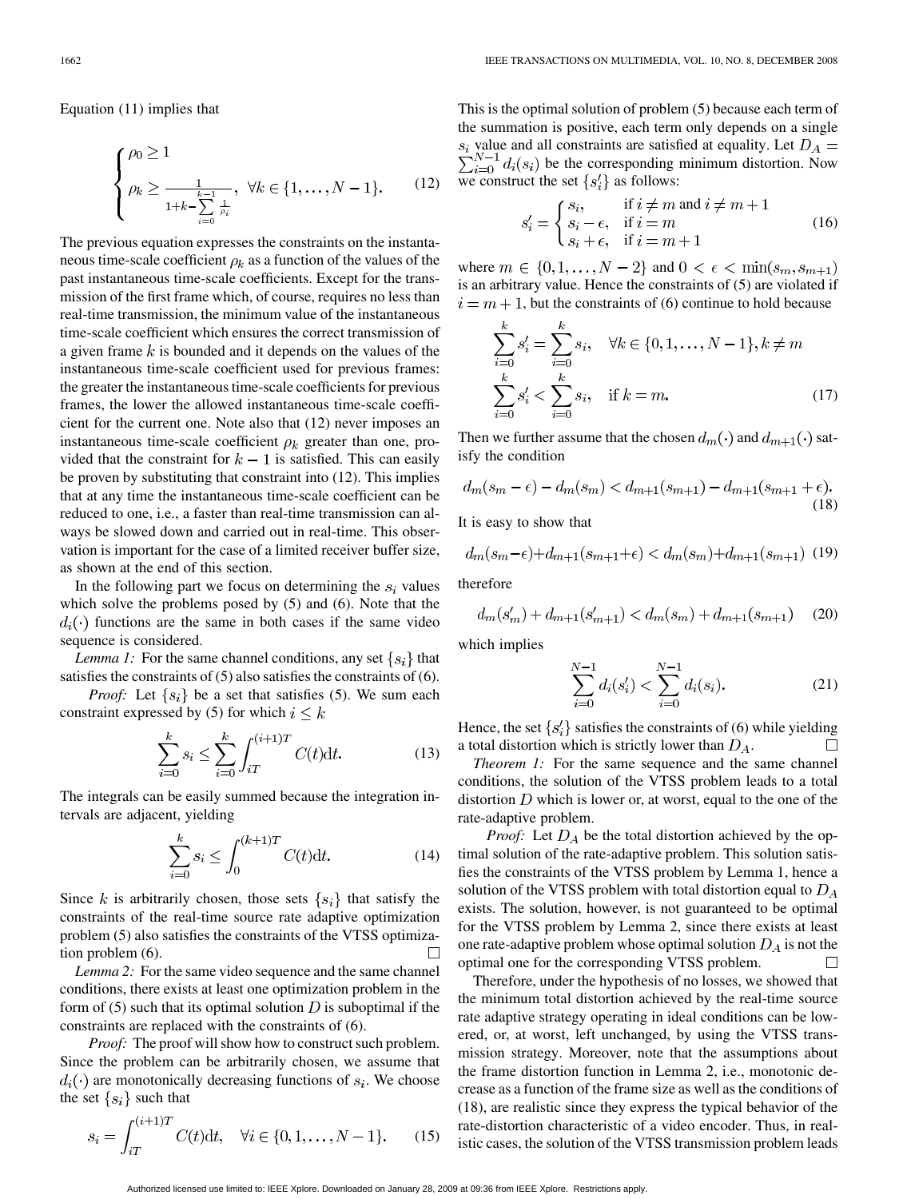Equation (11) implies that

$$\begin{cases} \rho_0 \geq 1 \\ \rho_k \geq \frac{1}{1+k-\sum_{i=0}^{k-1} \frac{1}{\rho_i}}, \ \forall k \in \{1,\ldots,N-1\}. \end{cases} \tag{12}$$

The previous equation expresses the constraints on the instantaneous time-scale coefficient $\rho_k$ as a function of the values of the past instantaneous time-scale coefficients. Except for the transmission of the first frame which, of course, requires no less than real-time transmission, the minimum value of the instantaneous time-scale coefficient which ensures the correct transmission of a given frame $k$ is bounded and it depends on the values of the instantaneous time-scale coefficient used for previous frames: the greater the instantaneous time-scale coefficients for previous frames, the lower the allowed instantaneous time-scale coefficient for the current one. Note also that (12) never imposes an instantaneous time-scale coefficient $\rho_k$ greater than one, provided that the constraint for $k-1$ is satisfied. This can easily be proven by substituting that constraint into (12). This implies that at any time the instantaneous time-scale coefficient can be reduced to one, i.e., a faster than real-time transmission can always be slowed down and carried out in real-time. This observation is important for the case of a limited receiver buffer size, as shown at the end of this section.

In the following part we focus on determining the $s_i$ values which solve the problems posed by (5) and (6). Note that the $d_i(\cdot)$ functions are the same in both cases if the same video sequence is considered.

*Lemma 1:* For the same channel conditions, any set $\{s_i\}$ that satisfies the constraints of (5) also satisfies the constraints of (6).

*Proof:* Let $\{s_i\}$ be a set that satisfies (5). We sum each constraint expressed by (5) for which $i \leq k$

$$\sum_{i=0}^{k} s_i \leq \sum_{i=0}^{k} \int_{iT}^{(i+1)T} C(t)\mathrm{d}t. \tag{13}$$

The integrals can be easily summed because the integration intervals are adjacent, yielding

$$\sum_{i=0}^{k} s_i \leq \int_{0}^{(k+1)T} C(t)\mathrm{d}t. \tag{14}$$

Since $k$ is arbitrarily chosen, those sets $\{s_i\}$ that satisfy the constraints of the real-time source rate adaptive optimization problem (5) also satisfies the constraints of the VTSS optimization problem (6). □

*Lemma 2:* For the same video sequence and the same channel conditions, there exists at least one optimization problem in the form of (5) such that its optimal solution $D$ is suboptimal if the constraints are replaced with the constraints of (6).

*Proof:* The proof will show how to construct such problem. Since the problem can be arbitrarily chosen, we assume that $d_i(\cdot)$ are monotonically decreasing functions of $s_i$. We choose the set $\{s_i\}$ such that

$$s_i = \int_{iT}^{(i+1)T} C(t)\mathrm{d}t, \quad \forall i \in \{0,1,\ldots,N-1\}. \tag{15}$$

This is the optimal solution of problem (5) because each term of the summation is positive, each term only depends on a single $s_i$ value and all constraints are satisfied at equality. Let $D_A = \sum_{i=0}^{N-1} d_i(s_i)$ be the corresponding minimum distortion. Now we construct the set $\{s'_i\}$ as follows:

$$s'_i = \begin{cases} s_i, & \text{if } i \neq m \text{ and } i \neq m+1 \\ s_i - \epsilon, & \text{if } i = m \\ s_i + \epsilon, & \text{if } i = m+1 \end{cases} \tag{16}$$

where $m \in \{0,1,\ldots,N-2\}$ and $0 < \epsilon < \min(s_m, s_{m+1})$ is an arbitrary value. Hence the constraints of (5) are violated if $i = m+1$, but the constraints of (6) continue to hold because

$$\begin{aligned} \sum_{i=0}^{k} s'_i &= \sum_{i=0}^{k} s_i, \quad \forall k \in \{0,1,\ldots,N-1\}, k \neq m \\ \sum_{i=0}^{k} s'_i &< \sum_{i=0}^{k} s_i, \quad \text{if } k = m. \end{aligned} \tag{17}$$

Then we further assume that the chosen $d_m(\cdot)$ and $d_{m+1}(\cdot)$ satisfy the condition

$$d_m(s_m - \epsilon) - d_m(s_m) < d_{m+1}(s_{m+1}) - d_{m+1}(s_{m+1} + \epsilon). \tag{18}$$

It is easy to show that

$$d_m(s_m - \epsilon) + d_{m+1}(s_{m+1} + \epsilon) < d_m(s_m) + d_{m+1}(s_{m+1}) \tag{19}$$

therefore

$$d_m(s'_m) + d_{m+1}(s'_{m+1}) < d_m(s_m) + d_{m+1}(s_{m+1}) \tag{20}$$

which implies

$$\sum_{i=0}^{N-1} d_i(s'_i) < \sum_{i=0}^{N-1} d_i(s_i). \tag{21}$$

Hence, the set $\{s'_i\}$ satisfies the constraints of (6) while yielding a total distortion which is strictly lower than $D_A$. □

*Theorem 1:* For the same sequence and the same channel conditions, the solution of the VTSS problem leads to a total distortion $D$ which is lower or, at worst, equal to the one of the rate-adaptive problem.

*Proof:* Let $D_A$ be the total distortion achieved by the optimal solution of the rate-adaptive problem. This solution satisfies the constraints of the VTSS problem by Lemma 1, hence a solution of the VTSS problem with total distortion equal to $D_A$ exists. The solution, however, is not guaranteed to be optimal for the VTSS problem by Lemma 2, since there exists at least one rate-adaptive problem whose optimal solution $D_A$ is not the optimal one for the corresponding VTSS problem. □

Therefore, under the hypothesis of no losses, we showed that the minimum total distortion achieved by the real-time source rate adaptive strategy operating in ideal conditions can be lowered, or, at worst, left unchanged, by using the VTSS transmission strategy. Moreover, note that the assumptions about the frame distortion function in Lemma 2, i.e., monotonic decrease as a function of the frame size as well as the conditions of (18), are realistic since they express the typical behavior of the rate-distortion characteristic of a video encoder. Thus, in realistic cases, the solution of the VTSS transmission problem leads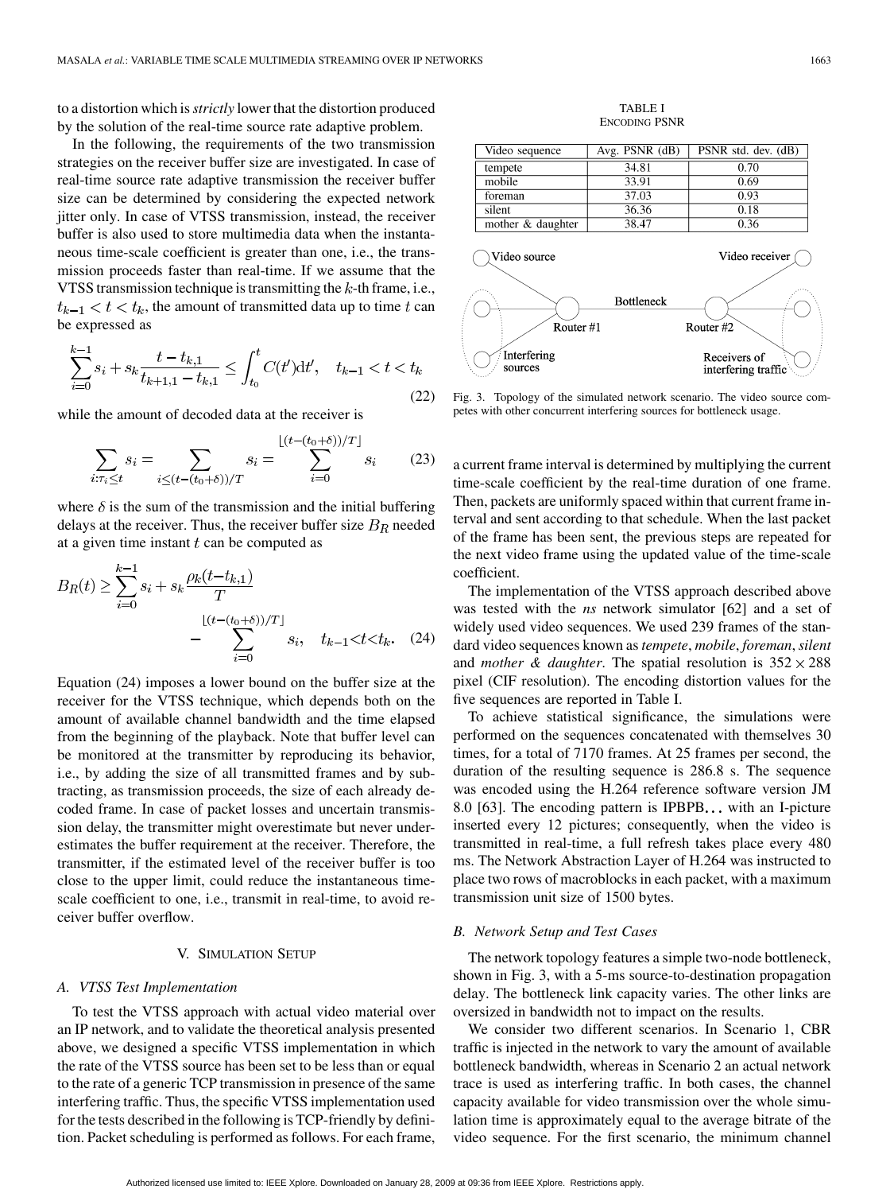to a distortion which is *strictly* lower that the distortion produced by the solution of the real-time source rate adaptive problem.

In the following, the requirements of the two transmission strategies on the receiver buffer size are investigated. In case of real-time source rate adaptive transmission the receiver buffer size can be determined by considering the expected network jitter only. In case of VTSS transmission, instead, the receiver buffer is also used to store multimedia data when the instantaneous time-scale coefficient is greater than one, i.e., the transmission proceeds faster than real-time. If we assume that the VTSS transmission technique is transmitting the $k$-th frame, i.e., $t_{k-1} < t < t_k$, the amount of transmitted data up to time $t$ can be expressed as

$$\sum_{i=0}^{k-1} s_i + s_k \frac{t - t_{k,1}}{t_{k+1,1} - t_{k,1}} \leq \int_{t_0}^{t} C(t')\mathrm{d}t', \quad t_{k-1} < t < t_k \tag{22}$$

while the amount of decoded data at the receiver is

$$\sum_{i:\tau_i \leq t} s_i = \sum_{i \leq (t-(t_0+\delta))/T} s_i = \sum_{i=0}^{\lfloor (t-(t_0+\delta))/T \rfloor} s_i \tag{23}$$

where $\delta$ is the sum of the transmission and the initial buffering delays at the receiver. Thus, the receiver buffer size $B_R$ needed at a given time instant $t$ can be computed as

$$B_R(t) \geq \sum_{i=0}^{k-1} s_i + s_k \frac{\rho_k(t - t_{k,1})}{T} - \sum_{i=0}^{\lfloor (t-(t_0+\delta))/T \rfloor} s_i, \quad t_{k-1} < t < t_k. \tag{24}$$

Equation (24) imposes a lower bound on the buffer size at the receiver for the VTSS technique, which depends both on the amount of available channel bandwidth and the time elapsed from the beginning of the playback. Note that buffer level can be monitored at the transmitter by reproducing its behavior, i.e., by adding the size of all transmitted frames and by subtracting, as transmission proceeds, the size of each already decoded frame. In case of packet losses and uncertain transmission delay, the transmitter might overestimate but never underestimates the buffer requirement at the receiver. Therefore, the transmitter, if the estimated level of the receiver buffer is too close to the upper limit, could reduce the instantaneous time-scale coefficient to one, i.e., transmit in real-time, to avoid receiver buffer overflow.

## V. Simulation Setup

### A. VTSS Test Implementation

To test the VTSS approach with actual video material over an IP network, and to validate the theoretical analysis presented above, we designed a specific VTSS implementation in which the rate of the VTSS source has been set to be less than or equal to the rate of a generic TCP transmission in presence of the same interfering traffic. Thus, the specific VTSS implementation used for the tests described in the following is TCP-friendly by definition. Packet scheduling is performed as follows. For each frame, a current frame interval is determined by multiplying the current time-scale coefficient by the real-time duration of one frame. Then, packets are uniformly spaced within that current frame interval and sent according to that schedule. When the last packet of the frame has been sent, the previous steps are repeated for the next video frame using the updated value of the time-scale coefficient.

The implementation of the VTSS approach described above was tested with the *ns* network simulator [62] and a set of widely used video sequences. We used 239 frames of the standard video sequences known as *tempete*, *mobile*, *foreman*, *silent* and *mother & daughter*. The spatial resolution is $352 \times 288$ pixel (CIF resolution). The encoding distortion values for the five sequences are reported in Table I.

TABLE I
Encoding PSNR

| Video sequence | Avg. PSNR (dB) | PSNR std. dev. (dB) |
|---|---|---|
| tempete | 34.81 | 0.70 |
| mobile | 33.91 | 0.69 |
| foreman | 37.03 | 0.93 |
| silent | 36.36 | 0.18 |
| mother & daughter | 38.47 | 0.36 |

Fig. 3. Topology of the simulated network scenario. The video source competes with other concurrent interfering sources for bottleneck usage.

To achieve statistical significance, the simulations were performed on the sequences concatenated with themselves 30 times, for a total of 7170 frames. At 25 frames per second, the duration of the resulting sequence is 286.8 s. The sequence was encoded using the H.264 reference software version JM 8.0 [63]. The encoding pattern is IPBPB... with an I-picture inserted every 12 pictures; consequently, when the video is transmitted in real-time, a full refresh takes place every 480 ms. The Network Abstraction Layer of H.264 was instructed to place two rows of macroblocks in each packet, with a maximum transmission unit size of 1500 bytes.

### B. Network Setup and Test Cases

The network topology features a simple two-node bottleneck, shown in Fig. 3, with a 5-ms source-to-destination propagation delay. The bottleneck link capacity varies. The other links are oversized in bandwidth not to impact on the results.

We consider two different scenarios. In Scenario 1, CBR traffic is injected in the network to vary the amount of available bottleneck bandwidth, whereas in Scenario 2 an actual network trace is used as interfering traffic. In both cases, the channel capacity available for video transmission over the whole simulation time is approximately equal to the average bitrate of the video sequence. For the first scenario, the minimum channel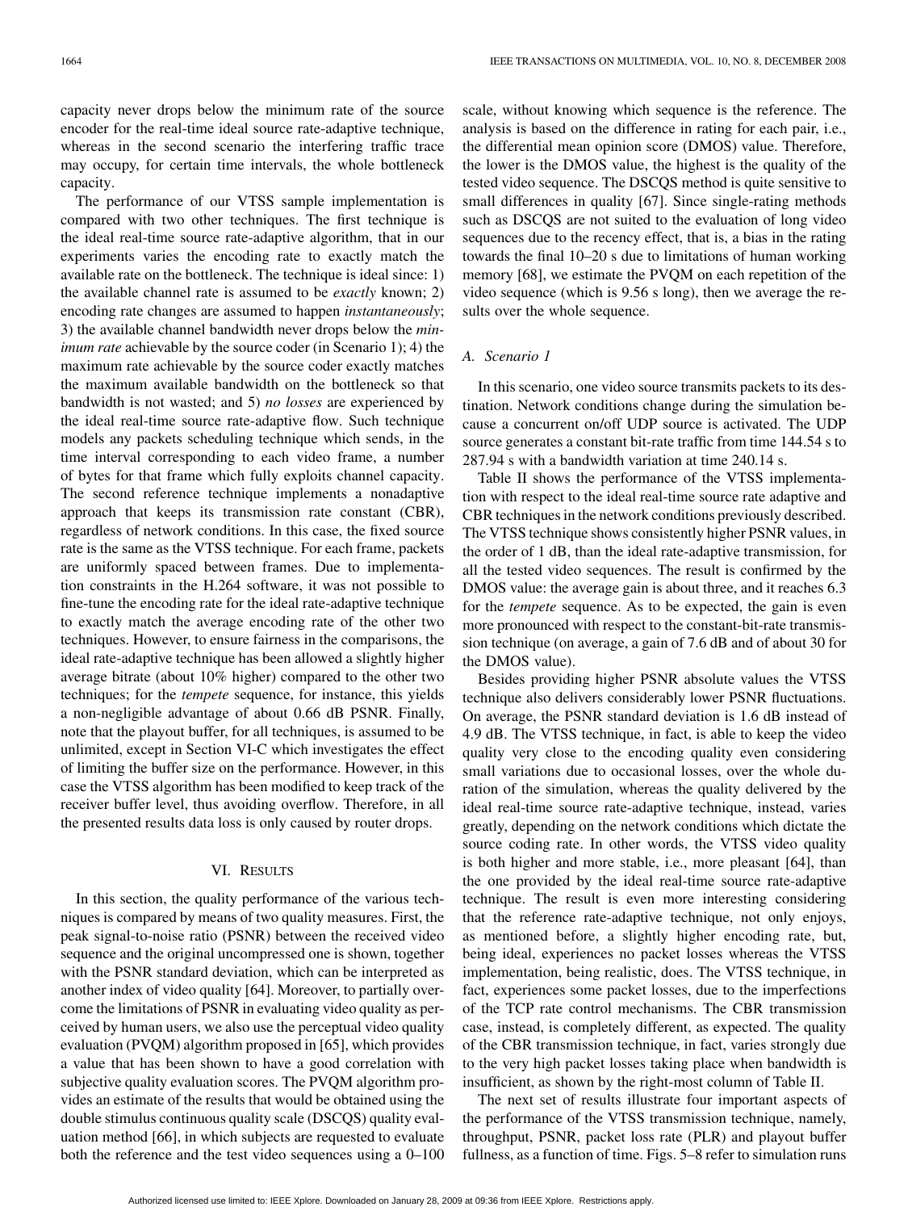capacity never drops below the minimum rate of the source encoder for the real-time ideal source rate-adaptive technique, whereas in the second scenario the interfering traffic trace may occupy, for certain time intervals, the whole bottleneck capacity.

The performance of our VTSS sample implementation is compared with two other techniques. The first technique is the ideal real-time source rate-adaptive algorithm, that in our experiments varies the encoding rate to exactly match the available rate on the bottleneck. The technique is ideal since: 1) the available channel rate is assumed to be *exactly* known; 2) encoding rate changes are assumed to happen *instantaneously*; 3) the available channel bandwidth never drops below the *minimum rate* achievable by the source coder (in Scenario 1); 4) the maximum rate achievable by the source coder exactly matches the maximum available bandwidth on the bottleneck so that bandwidth is not wasted; and 5) *no losses* are experienced by the ideal real-time source rate-adaptive flow. Such technique models any packets scheduling technique which sends, in the time interval corresponding to each video frame, a number of bytes for that frame which fully exploits channel capacity. The second reference technique implements a nonadaptive approach that keeps its transmission rate constant (CBR), regardless of network conditions. In this case, the fixed source rate is the same as the VTSS technique. For each frame, packets are uniformly spaced between frames. Due to implementation constraints in the H.264 software, it was not possible to fine-tune the encoding rate for the ideal rate-adaptive technique to exactly match the average encoding rate of the other two techniques. However, to ensure fairness in the comparisons, the ideal rate-adaptive technique has been allowed a slightly higher average bitrate (about 10% higher) compared to the other two techniques; for the *tempete* sequence, for instance, this yields a non-negligible advantage of about 0.66 dB PSNR. Finally, note that the playout buffer, for all techniques, is assumed to be unlimited, except in Section VI-C which investigates the effect of limiting the buffer size on the performance. However, in this case the VTSS algorithm has been modified to keep track of the receiver buffer level, thus avoiding overflow. Therefore, in all the presented results data loss is only caused by router drops.

## VI. Results

In this section, the quality performance of the various techniques is compared by means of two quality measures. First, the peak signal-to-noise ratio (PSNR) between the received video sequence and the original uncompressed one is shown, together with the PSNR standard deviation, which can be interpreted as another index of video quality [64]. Moreover, to partially overcome the limitations of PSNR in evaluating video quality as perceived by human users, we also use the perceptual video quality evaluation (PVQM) algorithm proposed in [65], which provides a value that has been shown to have a good correlation with subjective quality evaluation scores. The PVQM algorithm provides an estimate of the results that would be obtained using the double stimulus continuous quality scale (DSCQS) quality evaluation method [66], in which subjects are requested to evaluate both the reference and the test video sequences using a 0–100 scale, without knowing which sequence is the reference. The analysis is based on the difference in rating for each pair, i.e., the differential mean opinion score (DMOS) value. Therefore, the lower is the DMOS value, the highest is the quality of the tested video sequence. The DSCQS method is quite sensitive to small differences in quality [67]. Since single-rating methods such as DSCQS are not suited to the evaluation of long video sequences due to the recency effect, that is, a bias in the rating towards the final 10–20 s due to limitations of human working memory [68], we estimate the PVQM on each repetition of the video sequence (which is 9.56 s long), then we average the results over the whole sequence.

### A. Scenario 1

In this scenario, one video source transmits packets to its destination. Network conditions change during the simulation because a concurrent on/off UDP source is activated. The UDP source generates a constant bit-rate traffic from time 144.54 s to 287.94 s with a bandwidth variation at time 240.14 s.

Table II shows the performance of the VTSS implementation with respect to the ideal real-time source rate adaptive and CBR techniques in the network conditions previously described. The VTSS technique shows consistently higher PSNR values, in the order of 1 dB, than the ideal rate-adaptive transmission, for all the tested video sequences. The result is confirmed by the DMOS value: the average gain is about three, and it reaches 6.3 for the *tempete* sequence. As to be expected, the gain is even more pronounced with respect to the constant-bit-rate transmission technique (on average, a gain of 7.6 dB and of about 30 for the DMOS value).

Besides providing higher PSNR absolute values the VTSS technique also delivers considerably lower PSNR fluctuations. On average, the PSNR standard deviation is 1.6 dB instead of 4.9 dB. The VTSS technique, in fact, is able to keep the video quality very close to the encoding quality even considering small variations due to occasional losses, over the whole duration of the simulation, whereas the quality delivered by the ideal real-time source rate-adaptive technique, instead, varies greatly, depending on the network conditions which dictate the source coding rate. In other words, the VTSS video quality is both higher and more stable, i.e., more pleasant [64], than the one provided by the ideal real-time source rate-adaptive technique. The result is even more interesting considering that the reference rate-adaptive technique, not only enjoys, as mentioned before, a slightly higher encoding rate, but, being ideal, experiences no packet losses whereas the VTSS implementation, being realistic, does. The VTSS technique, in fact, experiences some packet losses, due to the imperfections of the TCP rate control mechanisms. The CBR transmission case, instead, is completely different, as expected. The quality of the CBR transmission technique, in fact, varies strongly due to the very high packet losses taking place when bandwidth is insufficient, as shown by the right-most column of Table II.

The next set of results illustrate four important aspects of the performance of the VTSS transmission technique, namely, throughput, PSNR, packet loss rate (PLR) and playout buffer fullness, as a function of time. Figs. 5–8 refer to simulation runs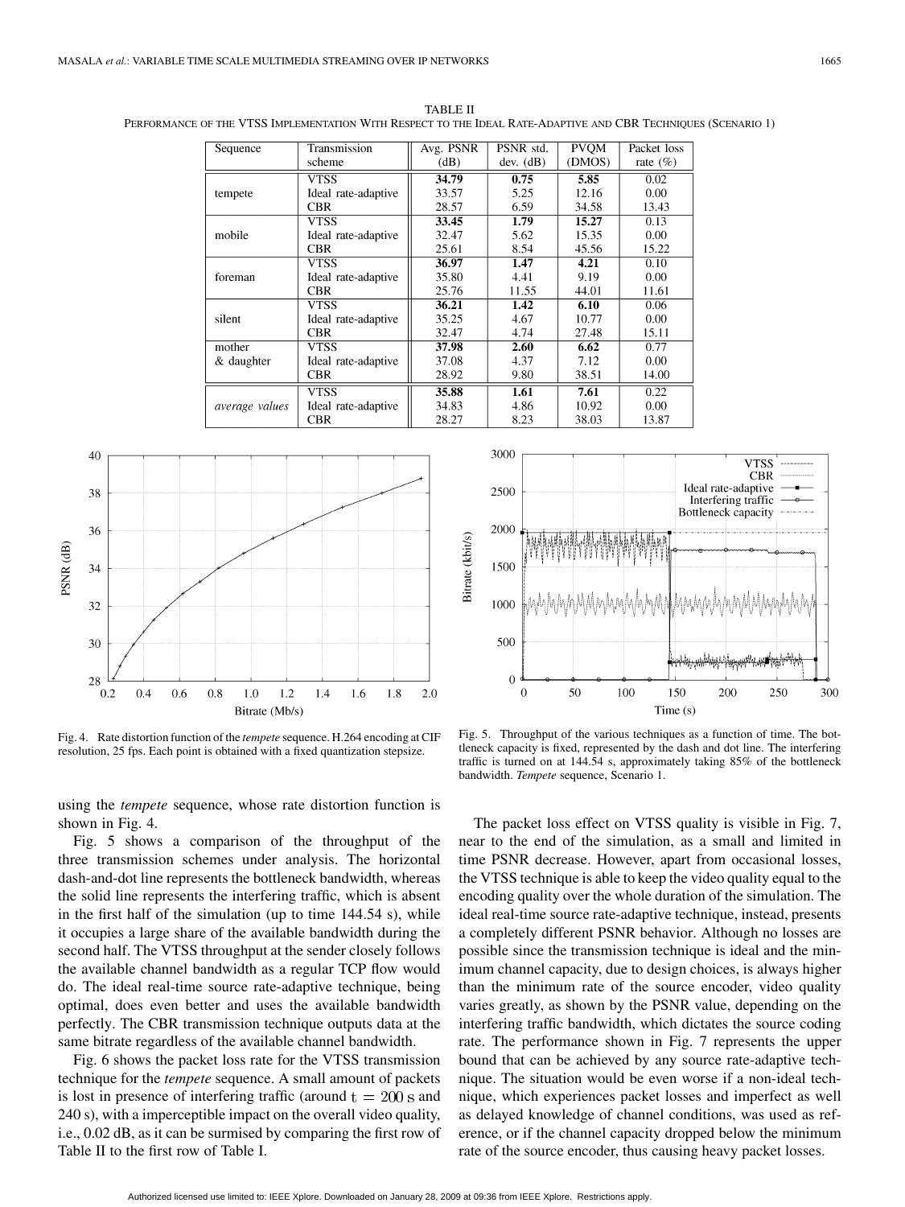TABLE II
PERFORMANCE OF THE VTSS IMPLEMENTATION WITH RESPECT TO THE IDEAL RATE-ADAPTIVE AND CBR TECHNIQUES (SCENARIO 1)

| Sequence | Transmission scheme | Avg. PSNR (dB) | PSNR std. dev. (dB) | PVQM (DMOS) | Packet loss rate (%) |
|---|---|---|---|---|---|
| tempete | VTSS | **34.79** | **0.75** | **5.85** | 0.02 |
| | Ideal rate-adaptive | 33.57 | 5.25 | 12.16 | 0.00 |
| | CBR | 28.57 | 6.59 | 34.58 | 13.43 |
| mobile | VTSS | **33.45** | **1.79** | **15.27** | 0.13 |
| | Ideal rate-adaptive | 32.47 | 5.62 | 15.35 | 0.00 |
| | CBR | 25.61 | 8.54 | 45.56 | 15.22 |
| foreman | VTSS | **36.97** | **1.47** | **4.21** | 0.10 |
| | Ideal rate-adaptive | 35.80 | 4.41 | 9.19 | 0.00 |
| | CBR | 25.76 | 11.55 | 44.01 | 11.61 |
| silent | VTSS | **36.21** | **1.42** | **6.10** | 0.06 |
| | Ideal rate-adaptive | 35.25 | 4.67 | 10.77 | 0.00 |
| | CBR | 32.47 | 4.74 | 27.48 | 15.11 |
| mother & daughter | VTSS | **37.98** | **2.60** | **6.62** | 0.77 |
| | Ideal rate-adaptive | 37.08 | 4.37 | 7.12 | 0.00 |
| | CBR | 28.92 | 9.80 | 38.51 | 14.00 |
| *average values* | VTSS | **35.88** | **1.61** | **7.61** | 0.22 |
| | Ideal rate-adaptive | 34.83 | 4.86 | 10.92 | 0.00 |
| | CBR | 28.27 | 8.23 | 38.03 | 13.87 |

Fig. 4. Rate distortion function of the *tempete* sequence. H.264 encoding at CIF resolution, 25 fps. Each point is obtained with a fixed quantization stepsize.

Fig. 5. Throughput of the various techniques as a function of time. The bottleneck capacity is fixed, represented by the dash and dot line. The interfering traffic is turned on at 144.54 s, approximately taking 85% of the bottleneck bandwidth. *Tempete* sequence, Scenario 1.

using the *tempete* sequence, whose rate distortion function is shown in Fig. 4.

Fig. 5 shows a comparison of the throughput of the three transmission schemes under analysis. The horizontal dash-and-dot line represents the bottleneck bandwidth, whereas the solid line represents the interfering traffic, which is absent in the first half of the simulation (up to time 144.54 s), while it occupies a large share of the available bandwidth during the second half. The VTSS throughput at the sender closely follows the available channel bandwidth as a regular TCP flow would do. The ideal real-time source rate-adaptive technique, being optimal, does even better and uses the available bandwidth perfectly. The CBR transmission technique outputs data at the same bitrate regardless of the available channel bandwidth.

Fig. 6 shows the packet loss rate for the VTSS transmission technique for the *tempete* sequence. A small amount of packets is lost in presence of interfering traffic (around $t = 200$ s and 240 s), with a imperceptible impact on the overall video quality, i.e., 0.02 dB, as it can be surmised by comparing the first row of Table II to the first row of Table I.

The packet loss effect on VTSS quality is visible in Fig. 7, near to the end of the simulation, as a small and limited in time PSNR decrease. However, apart from occasional losses, the VTSS technique is able to keep the video quality equal to the encoding quality over the whole duration of the simulation. The ideal real-time source rate-adaptive technique, instead, presents a completely different PSNR behavior. Although no losses are possible since the transmission technique is ideal and the minimum channel capacity, due to design choices, is always higher than the minimum rate of the source encoder, video quality varies greatly, as shown by the PSNR value, depending on the interfering traffic bandwidth, which dictates the source coding rate. The performance shown in Fig. 7 represents the upper bound that can be achieved by any source rate-adaptive technique. The situation would be even worse if a non-ideal technique, which experiences packet losses and imperfect as well as delayed knowledge of channel conditions, was used as reference, or if the channel capacity dropped below the minimum rate of the source encoder, thus causing heavy packet losses.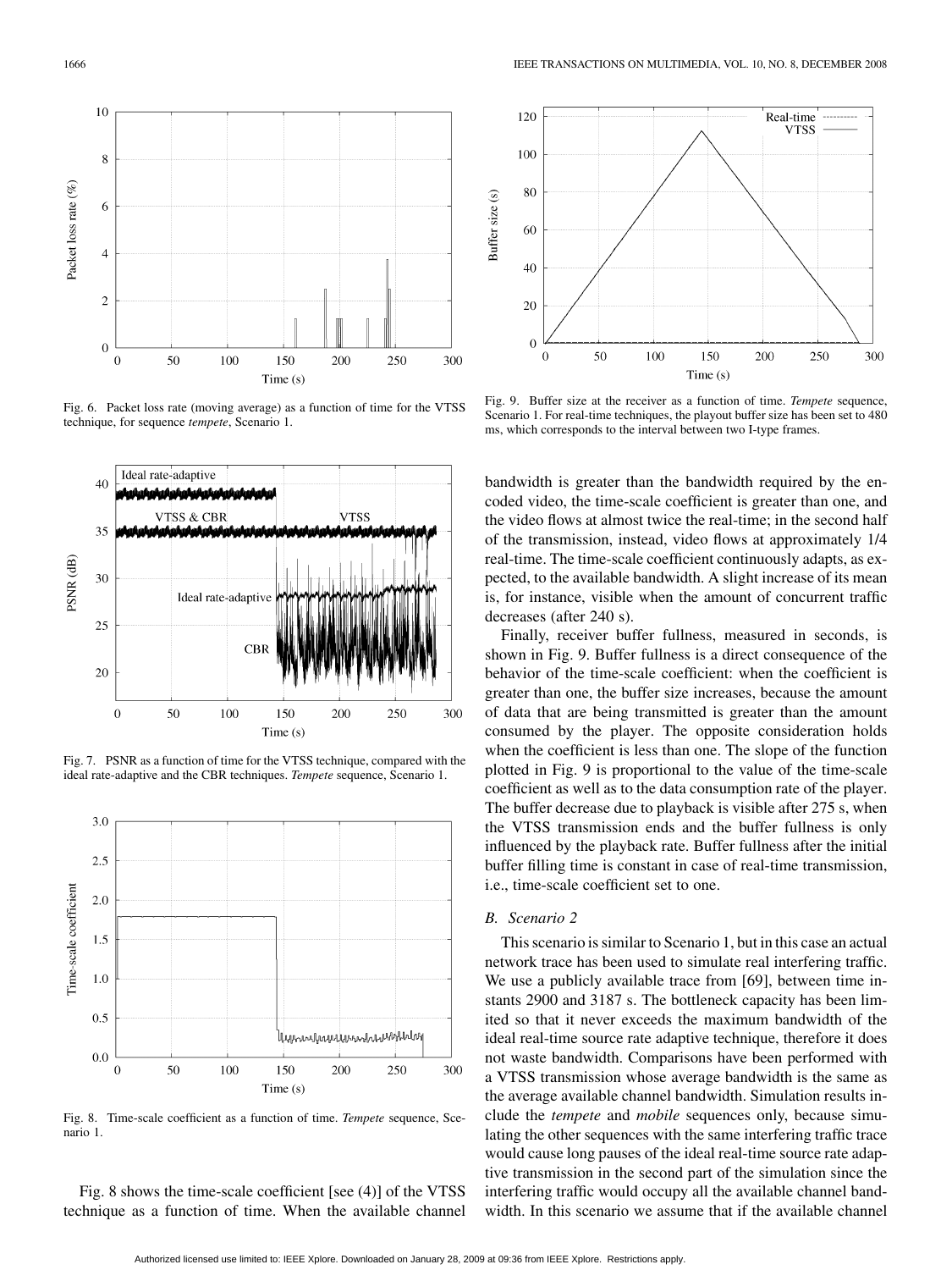Fig. 6. Packet loss rate (moving average) as a function of time for the VTSS technique, for sequence *tempete*, Scenario 1.

Fig. 7. PSNR as a function of time for the VTSS technique, compared with the ideal rate-adaptive and the CBR techniques. *Tempete* sequence, Scenario 1.

Fig. 8. Time-scale coefficient as a function of time. *Tempete* sequence, Scenario 1.

Fig. 8 shows the time-scale coefficient [see (4)] of the VTSS technique as a function of time. When the available channel bandwidth is greater than the bandwidth required by the encoded video, the time-scale coefficient is greater than one, and the video flows at almost twice the real-time; in the second half of the transmission, instead, video flows at approximately 1/4 real-time. The time-scale coefficient continuously adapts, as expected, to the available bandwidth. A slight increase of its mean is, for instance, visible when the amount of concurrent traffic decreases (after 240 s).

Fig. 9. Buffer size at the receiver as a function of time. *Tempete* sequence, Scenario 1. For real-time techniques, the playout buffer size has been set to 480 ms, which corresponds to the interval between two I-type frames.

Finally, receiver buffer fullness, measured in seconds, is shown in Fig. 9. Buffer fullness is a direct consequence of the behavior of the time-scale coefficient: when the coefficient is greater than one, the buffer size increases, because the amount of data that are being transmitted is greater than the amount consumed by the player. The opposite consideration holds when the coefficient is less than one. The slope of the function plotted in Fig. 9 is proportional to the value of the time-scale coefficient as well as to the data consumption rate of the player. The buffer decrease due to playback is visible after 275 s, when the VTSS transmission ends and the buffer fullness is only influenced by the playback rate. Buffer fullness after the initial buffer filling time is constant in case of real-time transmission, i.e., time-scale coefficient set to one.

### B. Scenario 2

This scenario is similar to Scenario 1, but in this case an actual network trace has been used to simulate real interfering traffic. We use a publicly available trace from [69], between time instants 2900 and 3187 s. The bottleneck capacity has been limited so that it never exceeds the maximum bandwidth of the ideal real-time source rate adaptive technique, therefore it does not waste bandwidth. Comparisons have been performed with a VTSS transmission whose average bandwidth is the same as the average available channel bandwidth. Simulation results include the *tempete* and *mobile* sequences only, because simulating the other sequences with the same interfering traffic trace would cause long pauses of the ideal real-time source rate adaptive transmission in the second part of the simulation since the interfering traffic would occupy all the available channel bandwidth. In this scenario we assume that if the available channel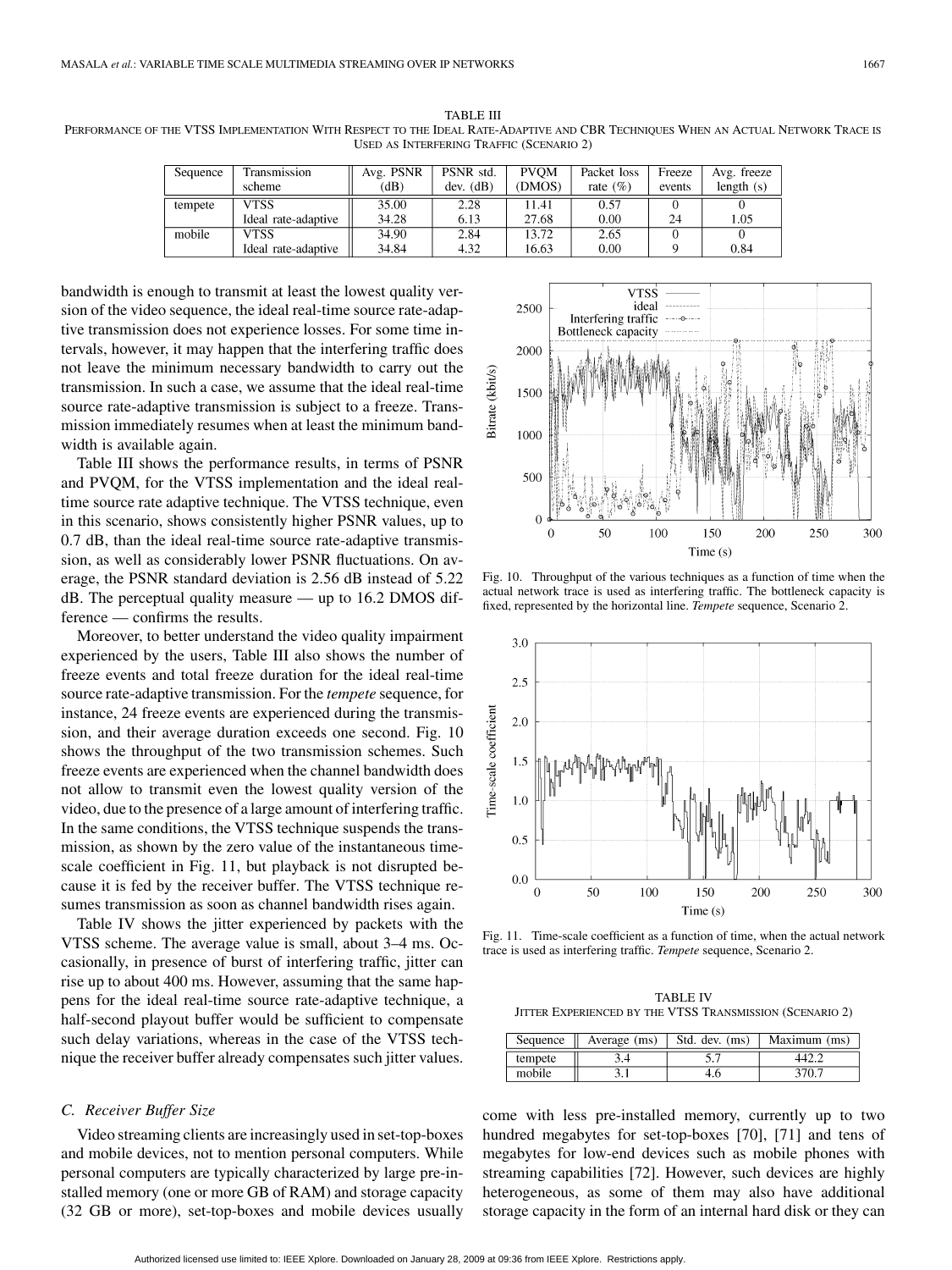TABLE III
PERFORMANCE OF THE VTSS IMPLEMENTATION WITH RESPECT TO THE IDEAL RATE-ADAPTIVE AND CBR TECHNIQUES WHEN AN ACTUAL NETWORK TRACE IS USED AS INTERFERING TRAFFIC (SCENARIO 2)

| Sequence | Transmission scheme | Avg. PSNR (dB) | PSNR std. dev. (dB) | PVQM (DMOS) | Packet loss rate (%) | Freeze events | Avg. freeze length (s) |
|---|---|---|---|---|---|---|---|
| tempete | VTSS | 35.00 | 2.28 | 11.41 | 0.57 | 0 | 0 |
| | Ideal rate-adaptive | 34.28 | 6.13 | 27.68 | 0.00 | 24 | 1.05 |
| mobile | VTSS | 34.90 | 2.84 | 13.72 | 2.65 | 0 | 0 |
| | Ideal rate-adaptive | 34.84 | 4.32 | 16.63 | 0.00 | 9 | 0.84 |

bandwidth is enough to transmit at least the lowest quality version of the video sequence, the ideal real-time source rate-adaptive transmission does not experience losses. For some time intervals, however, it may happen that the interfering traffic does not leave the minimum necessary bandwidth to carry out the transmission. In such a case, we assume that the ideal real-time source rate-adaptive transmission is subject to a freeze. Transmission immediately resumes when at least the minimum bandwidth is available again.

Table III shows the performance results, in terms of PSNR and PVQM, for the VTSS implementation and the ideal real-time source rate adaptive technique. The VTSS technique, even in this scenario, shows consistently higher PSNR values, up to 0.7 dB, than the ideal real-time source rate-adaptive transmission, as well as considerably lower PSNR fluctuations. On average, the PSNR standard deviation is 2.56 dB instead of 5.22 dB. The perceptual quality measure — up to 16.2 DMOS difference — confirms the results.

Moreover, to better understand the video quality impairment experienced by the users, Table III also shows the number of freeze events and total freeze duration for the ideal real-time source rate-adaptive transmission. For the *tempete* sequence, for instance, 24 freeze events are experienced during the transmission, and their average duration exceeds one second. Fig. 10 shows the throughput of the two transmission schemes. Such freeze events are experienced when the channel bandwidth does not allow to transmit even the lowest quality version of the video, due to the presence of a large amount of interfering traffic. In the same conditions, the VTSS technique suspends the transmission, as shown by the zero value of the instantaneous time-scale coefficient in Fig. 11, but playback is not disrupted because it is fed by the receiver buffer. The VTSS technique resumes transmission as soon as channel bandwidth rises again.

Table IV shows the jitter experienced by packets with the VTSS scheme. The average value is small, about 3–4 ms. Occasionally, in presence of burst of interfering traffic, jitter can rise up to about 400 ms. However, assuming that the same happens for the ideal real-time source rate-adaptive technique, a half-second playout buffer would be sufficient to compensate such delay variations, whereas in the case of the VTSS technique the receiver buffer already compensates such jitter values.

Fig. 10. Throughput of the various techniques as a function of time when the actual network trace is used as interfering traffic. The bottleneck capacity is fixed, represented by the horizontal line. *Tempete* sequence, Scenario 2.

Fig. 11. Time-scale coefficient as a function of time, when the actual network trace is used as interfering traffic. *Tempete* sequence, Scenario 2.

TABLE IV
JITTER EXPERIENCED BY THE VTSS TRANSMISSION (SCENARIO 2)

| Sequence | Average (ms) | Std. dev. (ms) | Maximum (ms) |
|---|---|---|---|
| tempete | 3.4 | 5.7 | 442.2 |
| mobile | 3.1 | 4.6 | 370.7 |

### C. Receiver Buffer Size

Video streaming clients are increasingly used in set-top-boxes and mobile devices, not to mention personal computers. While personal computers are typically characterized by large pre-installed memory (one or more GB of RAM) and storage capacity (32 GB or more), set-top-boxes and mobile devices usually come with less pre-installed memory, currently up to two hundred megabytes for set-top-boxes [70], [71] and tens of megabytes for low-end devices such as mobile phones with streaming capabilities [72]. However, such devices are highly heterogeneous, as some of them may also have additional storage capacity in the form of an internal hard disk or they can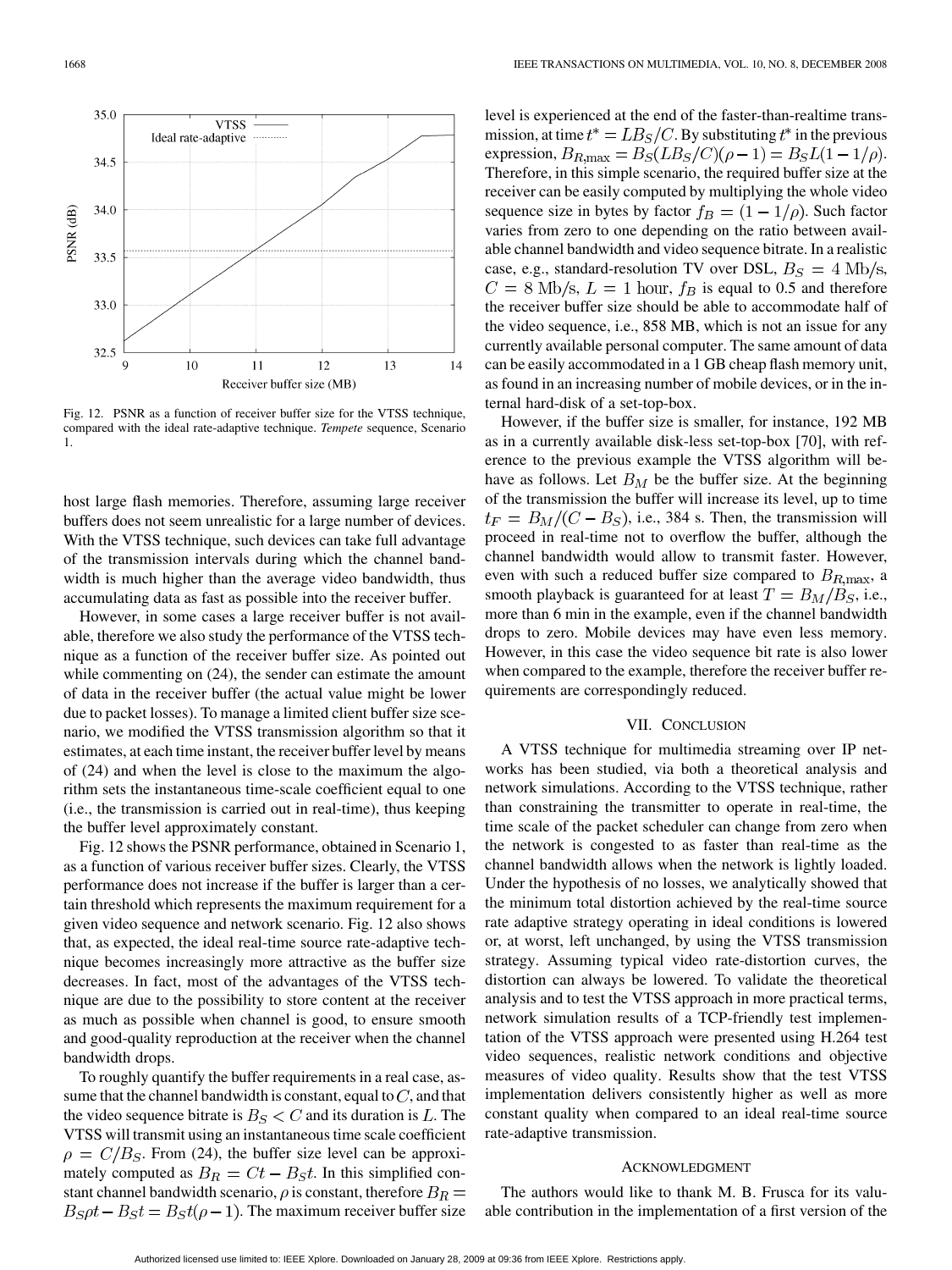Fig. 12. PSNR as a function of receiver buffer size for the VTSS technique, compared with the ideal rate-adaptive technique. *Tempete* sequence, Scenario 1.

host large flash memories. Therefore, assuming large receiver buffers does not seem unrealistic for a large number of devices. With the VTSS technique, such devices can take full advantage of the transmission intervals during which the channel bandwidth is much higher than the average video bandwidth, thus accumulating data as fast as possible into the receiver buffer.

However, in some cases a large receiver buffer is not available, therefore we also study the performance of the VTSS technique as a function of the receiver buffer size. As pointed out while commenting on (24), the sender can estimate the amount of data in the receiver buffer (the actual value might be lower due to packet losses). To manage a limited client buffer size scenario, we modified the VTSS transmission algorithm so that it estimates, at each time instant, the receiver buffer level by means of (24) and when the level is close to the maximum the algorithm sets the instantaneous time-scale coefficient equal to one (i.e., the transmission is carried out in real-time), thus keeping the buffer level approximately constant.

Fig. 12 shows the PSNR performance, obtained in Scenario 1, as a function of various receiver buffer sizes. Clearly, the VTSS performance does not increase if the buffer is larger than a certain threshold which represents the maximum requirement for a given video sequence and network scenario. Fig. 12 also shows that, as expected, the ideal real-time source rate-adaptive technique becomes increasingly more attractive as the buffer size decreases. In fact, most of the advantages of the VTSS technique are due to the possibility to store content at the receiver as much as possible when channel is good, to ensure smooth and good-quality reproduction at the receiver when the channel bandwidth drops.

To roughly quantify the buffer requirements in a real case, assume that the channel bandwidth is constant, equal to $C$, and that the video sequence bitrate is $B_S < C$ and its duration is $L$. The VTSS will transmit using an instantaneous time scale coefficient $\rho = C/B_S$. From (24), the buffer size level can be approximately computed as $B_R = Ct - B_S t$. In this simplified constant channel bandwidth scenario, $\rho$ is constant, therefore $B_R = B_S \rho t - B_S t = B_S t(\rho - 1)$. The maximum receiver buffer size level is experienced at the end of the faster-than-realtime transmission, at time $t^* = LB_S/C$. By substituting $t^*$ in the previous expression, $B_{R,\max} = B_S(LB_S/C)(\rho - 1) = B_S L(1 - 1/\rho)$. Therefore, in this simple scenario, the required buffer size at the receiver can be easily computed by multiplying the whole video sequence size in bytes by factor $f_B = (1 - 1/\rho)$. Such factor varies from zero to one depending on the ratio between available channel bandwidth and video sequence bitrate. In a realistic case, e.g., standard-resolution TV over DSL, $B_S = 4$ Mb/s, $C = 8$ Mb/s, $L = 1$ hour, $f_B$ is equal to 0.5 and therefore the receiver buffer size should be able to accommodate half of the video sequence, i.e., 858 MB, which is not an issue for any currently available personal computer. The same amount of data can be easily accommodated in a 1 GB cheap flash memory unit, as found in an increasing number of mobile devices, or in the internal hard-disk of a set-top-box.

However, if the buffer size is smaller, for instance, 192 MB as in a currently available disk-less set-top-box [70], with reference to the previous example the VTSS algorithm will behave as follows. Let $B_M$ be the buffer size. At the beginning of the transmission the buffer will increase its level, up to time $t_F = B_M/(C - B_S)$, i.e., 384 s. Then, the transmission will proceed in real-time not to overflow the buffer, although the channel bandwidth would allow to transmit faster. However, even with such a reduced buffer size compared to $B_{R,\max}$, a smooth playback is guaranteed for at least $T = B_M/B_S$, i.e., more than 6 min in the example, even if the channel bandwidth drops to zero. Mobile devices may have even less memory. However, in this case the video sequence bit rate is also lower when compared to the example, therefore the receiver buffer requirements are correspondingly reduced.

## VII. Conclusion

A VTSS technique for multimedia streaming over IP networks has been studied, via both a theoretical analysis and network simulations. According to the VTSS technique, rather than constraining the transmitter to operate in real-time, the time scale of the packet scheduler can change from zero when the network is congested to as faster than real-time as the channel bandwidth allows when the network is lightly loaded. Under the hypothesis of no losses, we analytically showed that the minimum total distortion achieved by the real-time source rate adaptive strategy operating in ideal conditions is lowered or, at worst, left unchanged, by using the VTSS transmission strategy. Assuming typical video rate-distortion curves, the distortion can always be lowered. To validate the theoretical analysis and to test the VTSS approach in more practical terms, network simulation results of a TCP-friendly test implementation of the VTSS approach were presented using H.264 test video sequences, realistic network conditions and objective measures of video quality. Results show that the test VTSS implementation delivers consistently higher as well as more constant quality when compared to an ideal real-time source rate-adaptive transmission.

## Acknowledgment

The authors would like to thank M. B. Frusca for its valuable contribution in the implementation of a first version of the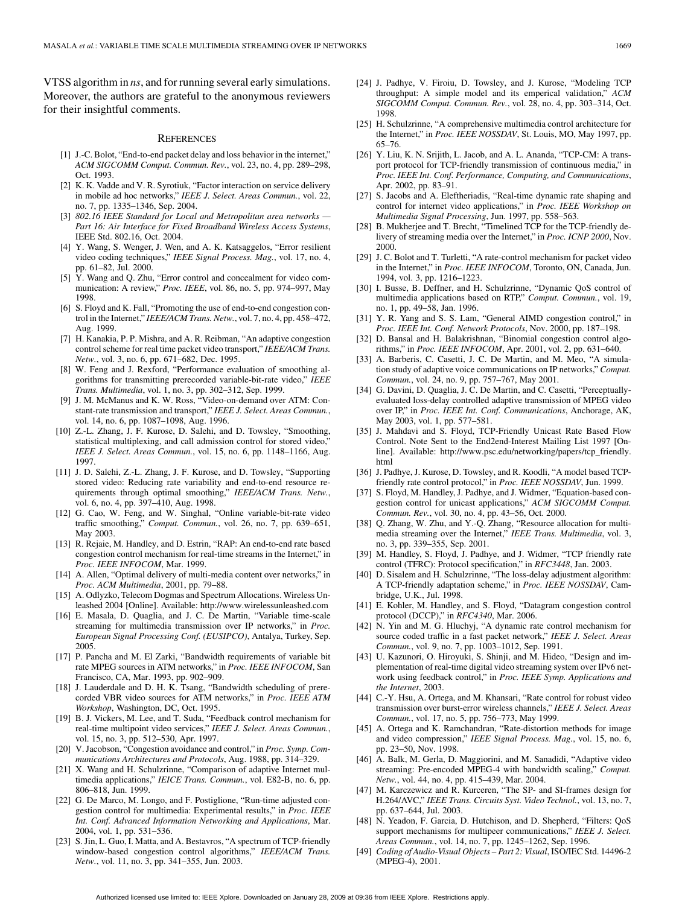VTSS algorithm in *ns*, and for running several early simulations. Moreover, the authors are grateful to the anonymous reviewers for their insightful comments.

## References

[1] J.-C. Bolot, "End-to-end packet delay and loss behavior in the internet," *ACM SIGCOMM Comput. Commun. Rev.*, vol. 23, no. 4, pp. 289–298, Oct. 1993.

[2] K. K. Vadde and V. R. Syrotiuk, "Factor interaction on service delivery in mobile ad hoc networks," *IEEE J. Select. Areas Commun.*, vol. 22, no. 7, pp. 1335–1346, Sep. 2004.

[3] *802.16 IEEE Standard for Local and Metropolitan area networks — Part 16: Air Interface for Fixed Broadband Wireless Access Systems*, IEEE Std. 802.16, Oct. 2004.

[4] Y. Wang, S. Wenger, J. Wen, and A. K. Katsaggelos, "Error resilient video coding techniques," *IEEE Signal Process. Mag.*, vol. 17, no. 4, pp. 61–82, Jul. 2000.

[5] Y. Wang and Q. Zhu, "Error control and concealment for video communication: A review," *Proc. IEEE*, vol. 86, no. 5, pp. 974–997, May 1998.

[6] S. Floyd and K. Fall, "Promoting the use of end-to-end congestion control in the Internet," *IEEE/ACM Trans. Netw.*, vol. 7, no. 4, pp. 458–472, Aug. 1999.

[7] H. Kanakia, P. P. Mishra, and A. R. Reibman, "An adaptive congestion control scheme for real time packet video transport," *IEEE/ACM Trans. Netw.*, vol. 3, no. 6, pp. 671–682, Dec. 1995.

[8] W. Feng and J. Rexford, "Performance evaluation of smoothing algorithms for transmitting prerecorded variable-bit-rate video," *IEEE Trans. Multimedia*, vol. 1, no. 3, pp. 302–312, Sep. 1999.

[9] J. M. McManus and K. W. Ross, "Video-on-demand over ATM: Constant-rate transmission and transport," *IEEE J. Select. Areas Commun.*, vol. 14, no. 6, pp. 1087–1098, Aug. 1996.

[10] Z.-L. Zhang, J. F. Kurose, D. Salehi, and D. Towsley, "Smoothing, statistical multiplexing, and call admission control for stored video," *IEEE J. Select. Areas Commun.*, vol. 15, no. 6, pp. 1148–1166, Aug. 1997.

[11] J. D. Salehi, Z.-L. Zhang, J. F. Kurose, and D. Towsley, "Supporting stored video: Reducing rate variability and end-to-end resource requirements through optimal smoothing," *IEEE/ACM Trans. Netw.*, vol. 6, no. 4, pp. 397–410, Aug. 1998.

[12] G. Cao, W. Feng, and W. Singhal, "Online variable-bit-rate video traffic smoothing," *Comput. Commun.*, vol. 26, no. 7, pp. 639–651, May 2003.

[13] R. Rejaie, M. Handley, and D. Estrin, "RAP: An end-to-end rate based congestion control mechanism for real-time streams in the Internet," in *Proc. IEEE INFOCOM*, Mar. 1999.

[14] A. Allen, "Optimal delivery of multi-media content over networks," in *Proc. ACM Multimedia*, 2001, pp. 79–88.

[15] A. Odlyzko, Telecom Dogmas and Spectrum Allocations. Wireless Unleashed 2004 [Online]. Available: http://www.wirelessunleashed.com

[16] E. Masala, D. Quaglia, and J. C. De Martin, "Variable time-scale streaming for multimedia transmission over IP networks," in *Proc. European Signal Processing Conf. (EUSIPCO)*, Antalya, Turkey, Sep. 2005.

[17] P. Pancha and M. El Zarki, "Bandwidth requirements of variable bit rate MPEG sources in ATM networks," in *Proc. IEEE INFOCOM*, San Francisco, CA, Mar. 1993, pp. 902–909.

[18] J. Lauderdale and D. H. K. Tsang, "Bandwidth scheduling of prerecorded VBR video sources for ATM networks," in *Proc. IEEE ATM Workshop*, Washington, DC, Oct. 1995.

[19] B. J. Vickers, M. Lee, and T. Suda, "Feedback control mechanism for real-time multipoint video services," *IEEE J. Select. Areas Commun.*, vol. 15, no. 3, pp. 512–530, Apr. 1997.

[20] V. Jacobson, "Congestion avoidance and control," in *Proc. Symp. Communications Architectures and Protocols*, Aug. 1988, pp. 314–329.

[21] X. Wang and H. Schulzrinne, "Comparison of adaptive Internet multimedia applications," *IEICE Trans. Commun.*, vol. E82-B, no. 6, pp. 806–818, Jun. 1999.

[22] G. De Marco, M. Longo, and F. Postiglione, "Run-time adjusted congestion control for multimedia: Experimental results," in *Proc. IEEE Int. Conf. Advanced Information Networking and Applications*, Mar. 2004, vol. 1, pp. 531–536.

[23] S. Jin, L. Guo, I. Matta, and A. Bestavros, "A spectrum of TCP-friendly window-based congestion control algorithms," *IEEE/ACM Trans. Netw.*, vol. 11, no. 3, pp. 341–355, Jun. 2003.

[24] J. Padhye, V. Firoiu, D. Towsley, and J. Kurose, "Modeling TCP throughput: A simple model and its emperical validation," *ACM SIGCOMM Comput. Commun. Rev.*, vol. 28, no. 4, pp. 303–314, Oct. 1998.

[25] H. Schulzrinne, "A comprehensive multimedia control architecture for the Internet," in *Proc. IEEE NOSSDAV*, St. Louis, MO, May 1997, pp. 65–76.

[26] Y. Liu, K. N. Srijith, L. Jacob, and A. L. Ananda, "TCP-CM: A transport protocol for TCP-friendly transmission of continuous media," in *Proc. IEEE Int. Conf. Performance, Computing, and Communications*, Apr. 2002, pp. 83–91.

[27] S. Jacobs and A. Eleftheriadis, "Real-time dynamic rate shaping and control for internet video applications," in *Proc. IEEE Workshop on Multimedia Signal Processing*, Jun. 1997, pp. 558–563.

[28] B. Mukherjee and T. Brecht, "Timelined TCP for the TCP-friendly delivery of streaming media over the Internet," in *Proc. ICNP 2000*, Nov. 2000.

[29] J. C. Bolot and T. Turletti, "A rate-control mechanism for packet video in the Internet," in *Proc. IEEE INFOCOM*, Toronto, ON, Canada, Jun. 1994, vol. 3, pp. 1216–1223.

[30] I. Busse, B. Deffner, and H. Schulzrinne, "Dynamic QoS control of multimedia applications based on RTP," *Comput. Commun.*, vol. 19, no. 1, pp. 49–58, Jan. 1996.

[31] Y. R. Yang and S. S. Lam, "General AIMD congestion control," in *Proc. IEEE Int. Conf. Network Protocols*, Nov. 2000, pp. 187–198.

[32] D. Bansal and H. Balakrishnan, "Binomial congestion control algorithms," in *Proc. IEEE INFOCOM*, Apr. 2001, vol. 2, pp. 631–640.

[33] A. Barberis, C. Casetti, J. C. De Martin, and M. Meo, "A simulation study of adaptive voice communications on IP networks," *Comput. Commun.*, vol. 24, no. 9, pp. 757–767, May 2001.

[34] G. Davini, D. Quaglia, J. C. De Martin, and C. Casetti, "Perceptually-evaluated loss-delay controlled adaptive transmission of MPEG video over IP," in *Proc. IEEE Int. Conf. Communications*, Anchorage, AK, May 2003, vol. 1, pp. 577–581.

[35] J. Mahdavi and S. Floyd, TCP-Friendly Unicast Rate Based Flow Control. Note Sent to the End2end-Interest Mailing List 1997 [Online]. Available: http://www.psc.edu/networking/papers/tcp_friendly.html

[36] J. Padhye, J. Kurose, D. Towsley, and R. Koodli, "A model based TCP-friendly rate control protocol," in *Proc. IEEE NOSSDAV*, Jun. 1999.

[37] S. Floyd, M. Handley, J. Padhye, and J. Widmer, "Equation-based congestion control for unicast applications," *ACM SIGCOMM Comput. Commun. Rev.*, vol. 30, no. 4, pp. 43–56, Oct. 2000.

[38] Q. Zhang, W. Zhu, and Y.-Q. Zhang, "Resource allocation for multimedia streaming over the Internet," *IEEE Trans. Multimedia*, vol. 3, no. 3, pp. 339–355, Sep. 2001.

[39] M. Handley, S. Floyd, J. Padhye, and J. Widmer, "TCP friendly rate control (TFRC): Protocol specification," in *RFC3448*, Jan. 2003.

[40] D. Sisalem and H. Schulzrinne, "The loss-delay adjustment algorithm: A TCP-friendly adaptation scheme," in *Proc. IEEE NOSSDAV*, Cambridge, U.K., Jul. 1998.

[41] E. Kohler, M. Handley, and S. Floyd, "Datagram congestion control protocol (DCCP)," in *RFC4340*, Mar. 2006.

[42] N. Yin and M. G. Hluchyj, "A dynamic rate control mechanism for source coded traffic in a fast packet network," *IEEE J. Select. Areas Commun.*, vol. 9, no. 7, pp. 1003–1012, Sep. 1991.

[43] U. Kazunori, O. Hiroyuki, S. Shinji, and M. Hideo, "Design and implementation of real-time digital video streaming system over IPv6 network using feedback control," in *Proc. IEEE Symp. Applications and the Internet*, 2003.

[44] C.-Y. Hsu, A. Ortega, and M. Khansari, "Rate control for robust video transmission over burst-error wireless channels," *IEEE J. Select. Areas Commun.*, vol. 17, no. 5, pp. 756–773, May 1999.

[45] A. Ortega and K. Ramchandran, "Rate-distortion methods for image and video compression," *IEEE Signal Process. Mag.*, vol. 15, no. 6, pp. 23–50, Nov. 1998.

[46] A. Balk, M. Gerla, D. Maggiorini, and M. Sanadidi, "Adaptive video streaming: Pre-encoded MPEG-4 with bandwidth scaling," *Comput. Netw.*, vol. 44, no. 4, pp. 415–439, Mar. 2004.

[47] M. Karczewicz and R. Kurceren, "The SP- and SI-frames design for H.264/AVC," *IEEE Trans. Circuits Syst. Video Technol.*, vol. 13, no. 7, pp. 637–644, Jul. 2003.

[48] N. Yeadon, F. Garcia, D. Hutchison, and D. Shepherd, "Filters: QoS support mechanisms for multipeer communications," *IEEE J. Select. Areas Commun.*, vol. 14, no. 7, pp. 1245–1262, Sep. 1996.

[49] *Coding of Audio-Visual Objects – Part 2: Visual*, ISO/IEC Std. 14496-2 (MPEG-4), 2001.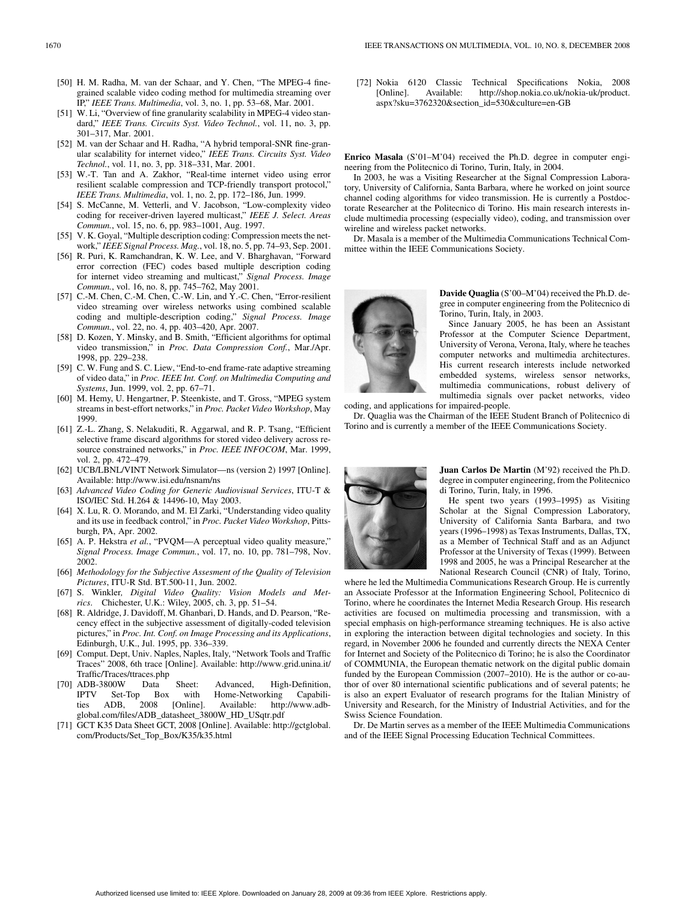[50] H. M. Radha, M. van der Schaar, and Y. Chen, "The MPEG-4 fine-grained scalable video coding method for multimedia streaming over IP," *IEEE Trans. Multimedia*, vol. 3, no. 1, pp. 53–68, Mar. 2001.

[51] W. Li, "Overview of fine granularity scalability in MPEG-4 video standard," *IEEE Trans. Circuits Syst. Video Technol.*, vol. 11, no. 3, pp. 301–317, Mar. 2001.

[52] M. van der Schaar and H. Radha, "A hybrid temporal-SNR fine-granular scalability for internet video," *IEEE Trans. Circuits Syst. Video Technol.*, vol. 11, no. 3, pp. 318–331, Mar. 2001.

[53] W.-T. Tan and A. Zakhor, "Real-time internet video using error resilient scalable compression and TCP-friendly transport protocol," *IEEE Trans. Multimedia*, vol. 1, no. 2, pp. 172–186, Jun. 1999.

[54] S. McCanne, M. Vetterli, and V. Jacobson, "Low-complexity video coding for receiver-driven layered multicast," *IEEE J. Select. Areas Commun.*, vol. 15, no. 6, pp. 983–1001, Aug. 1997.

[55] V. K. Goyal, "Multiple description coding: Compression meets the network," *IEEE Signal Process. Mag.*, vol. 18, no. 5, pp. 74–93, Sep. 2001.

[56] R. Puri, K. Ramchandran, K. W. Lee, and V. Bharghavan, "Forward error correction (FEC) codes based multiple description coding for internet video streaming and multicast," *Signal Process. Image Commun.*, vol. 16, no. 8, pp. 745–762, May 2001.

[57] C.-M. Chen, C.-M. Chen, C.-W. Lin, and Y.-C. Chen, "Error-resilient video streaming over wireless networks using combined scalable coding and multiple-description coding," *Signal Process. Image Commun.*, vol. 22, no. 4, pp. 403–420, Apr. 2007.

[58] D. Kozen, Y. Minsky, and B. Smith, "Efficient algorithms for optimal video transmission," in *Proc. Data Compression Conf.*, Mar./Apr. 1998, pp. 229–238.

[59] C. W. Fung and S. C. Liew, "End-to-end frame-rate adaptive streaming of video data," in *Proc. IEEE Int. Conf. on Multimedia Computing and Systems*, Jun. 1999, vol. 2, pp. 67–71.

[60] M. Hemy, U. Hengartner, P. Steenkiste, and T. Gross, "MPEG system streams in best-effort networks," in *Proc. Packet Video Workshop*, May 1999.

[61] Z.-L. Zhang, S. Nelakuditi, R. Aggarwal, and R. P. Tsang, "Efficient selective frame discard algorithms for stored video delivery across resource constrained networks," in *Proc. IEEE INFOCOM*, Mar. 1999, vol. 2, pp. 472–479.

[62] UCB/LBNL/VINT Network Simulator—ns (version 2) 1997 [Online]. Available: http://www.isi.edu/nsnam/ns

[63] *Advanced Video Coding for Generic Audiovisual Services*, ITU-T & ISO/IEC Std. H.264 & 14496-10, May 2003.

[64] X. Lu, R. O. Morando, and M. El Zarki, "Understanding video quality and its use in feedback control," in *Proc. Packet Video Workshop*, Pittsburgh, PA, Apr. 2002.

[65] A. P. Hekstra *et al.*, "PVQM—A perceptual video quality measure," *Signal Process. Image Commun.*, vol. 17, no. 10, pp. 781–798, Nov. 2002.

[66] *Methodology for the Subjective Assesment of the Quality of Television Pictures*, ITU-R Std. BT.500-11, Jun. 2002.

[67] S. Winkler, *Digital Video Quality: Vision Models and Metrics*. Chichester, U.K.: Wiley, 2005, ch. 3, pp. 51–54.

[68] R. Aldridge, J. Davidoff, M. Ghanbari, D. Hands, and D. Pearson, "Recency effect in the subjective assessment of digitally-coded television pictures," in *Proc. Int. Conf. on Image Processing and its Applications*, Edinburgh, U.K., Jul. 1995, pp. 336–339.

[69] Comput. Dept, Univ. Naples, Naples, Italy, "Network Tools and Traffic Traces" 2008, 6th trace [Online]. Available: http://www.grid.unina.it/Traffic/Traces/ttraces.php

[70] ADB-3800W Data Sheet: Advanced, High-Definition, IPTV Set-Top Box with Home-Networking Capabilities ADB, 2008 [Online]. Available: http://www.adb-global.com/files/ADB_datasheet_3800W_HD_USqtr.pdf

[71] GCT K35 Data Sheet GCT, 2008 [Online]. Available: http://gctglobal.com/Products/Set_Top_Box/K35/k35.html

[72] Nokia 6120 Classic Technical Specifications Nokia, 2008 [Online]. Available: http://shop.nokia.co.uk/nokia-uk/product.aspx?sku=3762320&section_id=530&culture=en-GB

**Enrico Masala** (S'01–M'04) received the Ph.D. degree in computer engineering from the Politecnico di Torino, Turin, Italy, in 2004.

In 2003, he was a Visiting Researcher at the Signal Compression Laboratory, University of California, Santa Barbara, where he worked on joint source channel coding algorithms for video transmission. He is currently a Postdoctorate Researcher at the Politecnico di Torino. His main research interests include multimedia processing (especially video), coding, and transmission over wireline and wireless packet networks.

Dr. Masala is a member of the Multimedia Communications Technical Committee within the IEEE Communications Society.

**Davide Quaglia** (S'00–M'04) received the Ph.D. degree in computer engineering from the Politecnico di Torino, Turin, Italy, in 2003.

Since January 2005, he has been an Assistant Professor at the Computer Science Department, University of Verona, Verona, Italy, where he teaches computer networks and multimedia architectures. His current research interests include networked embedded systems, wireless sensor networks, multimedia communications, robust delivery of multimedia signals over packet networks, video coding, and applications for impaired-people.

Dr. Quaglia was the Chairman of the IEEE Student Branch of Politecnico di Torino and is currently a member of the IEEE Communications Society.

**Juan Carlos De Martin** (M'92) received the Ph.D. degree in computer engineering, from the Politecnico di Torino, Turin, Italy, in 1996.

He spent two years (1993–1995) as Visiting Scholar at the Signal Compression Laboratory, University of California Santa Barbara, and two years (1996–1998) as Texas Instruments, Dallas, TX, as a Member of Technical Staff and as an Adjunct Professor at the University of Texas (1999). Between 1998 and 2005, he was a Principal Researcher at the National Research Council (CNR) of Italy, Torino, where he led the Multimedia Communications Research Group. He is currently an Associate Professor at the Information Engineering School, Politecnico di Torino, where he coordinates the Internet Media Research Group. His research activities are focused on multimedia processing and transmission, with a special emphasis on high-performance streaming techniques. He is also active in exploring the interaction between digital technologies and society. In this regard, in November 2006 he founded and currently directs the NEXA Center for Internet and Society of the Politecnico di Torino; he is also the Coordinator of COMMUNIA, the European thematic network on the digital public domain funded by the European Commission (2007–2010). He is the author or co-author of over 80 international scientific publications and of several patents; he is also an expert Evaluator of research programs for the Italian Ministry of University and Research, for the Ministry of Industrial Activities, and for the Swiss Science Foundation.

Dr. De Martin serves as a member of the IEEE Multimedia Communications and of the IEEE Signal Processing Education Technical Committees.